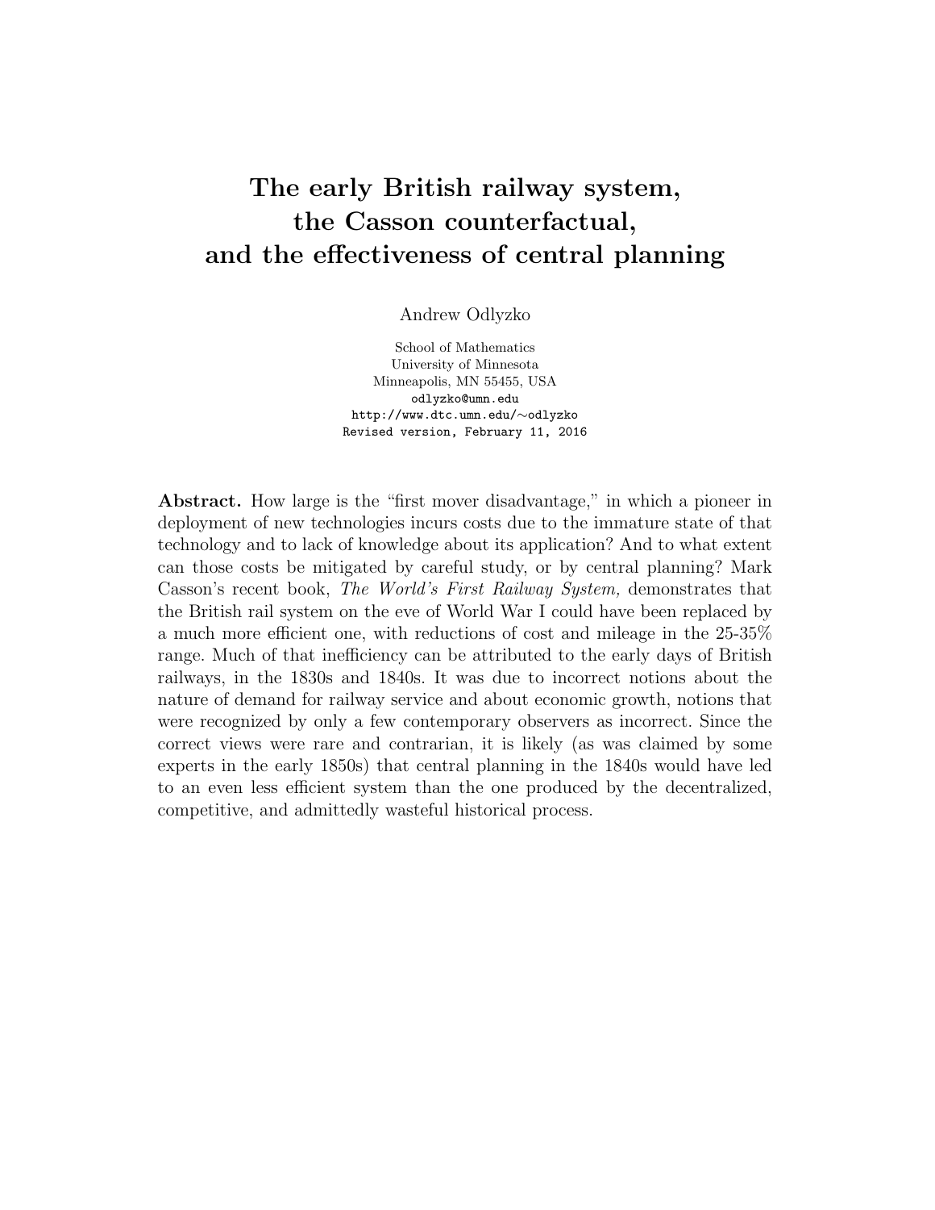# The early British railway system, the Casson counterfactual, and the effectiveness of central planning

Andrew Odlyzko

School of Mathematics
University of Minnesota
Minneapolis, MN 55455, USA
odlyzko@umn.edu
http://www.dtc.umn.edu/∼odlyzko
Revised version, February 11, 2016

**Abstract.** How large is the "first mover disadvantage," in which a pioneer in deployment of new technologies incurs costs due to the immature state of that technology and to lack of knowledge about its application? And to what extent can those costs be mitigated by careful study, or by central planning? Mark Casson's recent book, *The World's First Railway System,* demonstrates that the British rail system on the eve of World War I could have been replaced by a much more efficient one, with reductions of cost and mileage in the 25-35% range. Much of that inefficiency can be attributed to the early days of British railways, in the 1830s and 1840s. It was due to incorrect notions about the nature of demand for railway service and about economic growth, notions that were recognized by only a few contemporary observers as incorrect. Since the correct views were rare and contrarian, it is likely (as was claimed by some experts in the early 1850s) that central planning in the 1840s would have led to an even less efficient system than the one produced by the decentralized, competitive, and admittedly wasteful historical process.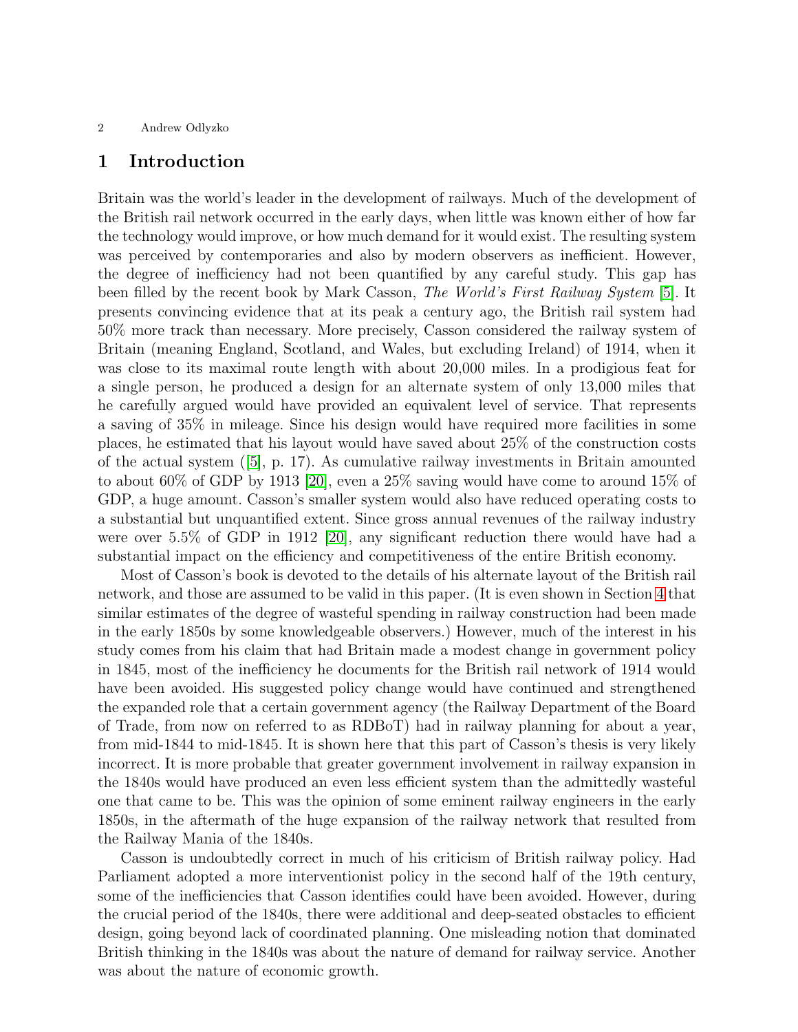# 1 Introduction

Britain was the world's leader in the development of railways. Much of the development of the British rail network occurred in the early days, when little was known either of how far the technology would improve, or how much demand for it would exist. The resulting system was perceived by contemporaries and also by modern observers as inefficient. However, the degree of inefficiency had not been quantified by any careful study. This gap has been filled by the recent book by Mark Casson, *The World's First Railway System* [5]. It presents convincing evidence that at its peak a century ago, the British rail system had 50% more track than necessary. More precisely, Casson considered the railway system of Britain (meaning England, Scotland, and Wales, but excluding Ireland) of 1914, when it was close to its maximal route length with about 20,000 miles. In a prodigious feat for a single person, he produced a design for an alternate system of only 13,000 miles that he carefully argued would have provided an equivalent level of service. That represents a saving of 35% in mileage. Since his design would have required more facilities in some places, he estimated that his layout would have saved about 25% of the construction costs of the actual system ([5], p. 17). As cumulative railway investments in Britain amounted to about 60% of GDP by 1913 [20], even a 25% saving would have come to around 15% of GDP, a huge amount. Casson's smaller system would also have reduced operating costs to a substantial but unquantified extent. Since gross annual revenues of the railway industry were over 5.5% of GDP in 1912 [20], any significant reduction there would have had a substantial impact on the efficiency and competitiveness of the entire British economy.

Most of Casson's book is devoted to the details of his alternate layout of the British rail network, and those are assumed to be valid in this paper. (It is even shown in Section 4 that similar estimates of the degree of wasteful spending in railway construction had been made in the early 1850s by some knowledgeable observers.) However, much of the interest in his study comes from his claim that had Britain made a modest change in government policy in 1845, most of the inefficiency he documents for the British rail network of 1914 would have been avoided. His suggested policy change would have continued and strengthened the expanded role that a certain government agency (the Railway Department of the Board of Trade, from now on referred to as RDBoT) had in railway planning for about a year, from mid-1844 to mid-1845. It is shown here that this part of Casson's thesis is very likely incorrect. It is more probable that greater government involvement in railway expansion in the 1840s would have produced an even less efficient system than the admittedly wasteful one that came to be. This was the opinion of some eminent railway engineers in the early 1850s, in the aftermath of the huge expansion of the railway network that resulted from the Railway Mania of the 1840s.

Casson is undoubtedly correct in much of his criticism of British railway policy. Had Parliament adopted a more interventionist policy in the second half of the 19th century, some of the inefficiencies that Casson identifies could have been avoided. However, during the crucial period of the 1840s, there were additional and deep-seated obstacles to efficient design, going beyond lack of coordinated planning. One misleading notion that dominated British thinking in the 1840s was about the nature of demand for railway service. Another was about the nature of economic growth.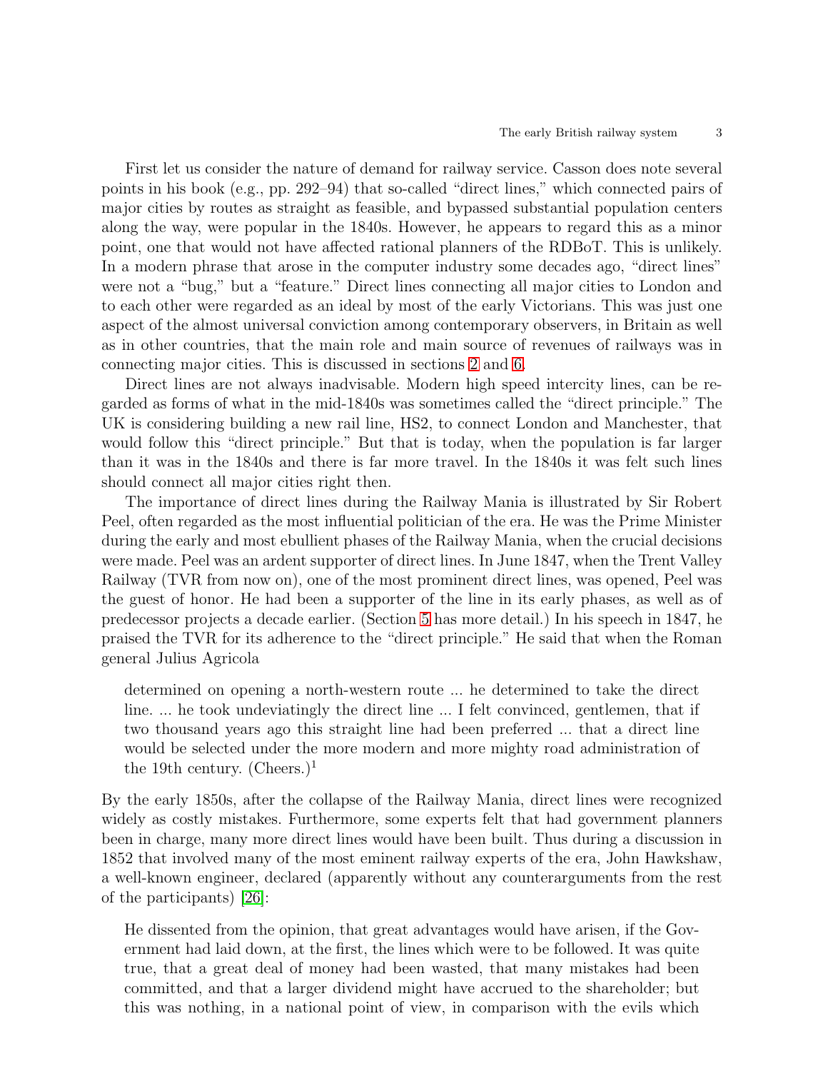First let us consider the nature of demand for railway service. Casson does note several points in his book (e.g., pp. 292–94) that so-called "direct lines," which connected pairs of major cities by routes as straight as feasible, and bypassed substantial population centers along the way, were popular in the 1840s. However, he appears to regard this as a minor point, one that would not have affected rational planners of the RDBoT. This is unlikely. In a modern phrase that arose in the computer industry some decades ago, "direct lines" were not a "bug," but a "feature." Direct lines connecting all major cities to London and to each other were regarded as an ideal by most of the early Victorians. This was just one aspect of the almost universal conviction among contemporary observers, in Britain as well as in other countries, that the main role and main source of revenues of railways was in connecting major cities. This is discussed in sections 2 and 6.

Direct lines are not always inadvisable. Modern high speed intercity lines, can be regarded as forms of what in the mid-1840s was sometimes called the "direct principle." The UK is considering building a new rail line, HS2, to connect London and Manchester, that would follow this "direct principle." But that is today, when the population is far larger than it was in the 1840s and there is far more travel. In the 1840s it was felt such lines should connect all major cities right then.

The importance of direct lines during the Railway Mania is illustrated by Sir Robert Peel, often regarded as the most influential politician of the era. He was the Prime Minister during the early and most ebullient phases of the Railway Mania, when the crucial decisions were made. Peel was an ardent supporter of direct lines. In June 1847, when the Trent Valley Railway (TVR from now on), one of the most prominent direct lines, was opened, Peel was the guest of honor. He had been a supporter of the line in its early phases, as well as of predecessor projects a decade earlier. (Section 5 has more detail.) In his speech in 1847, he praised the TVR for its adherence to the "direct principle." He said that when the Roman general Julius Agricola

> determined on opening a north-western route ... he determined to take the direct line. ... he took undeviatingly the direct line ... I felt convinced, gentlemen, that if two thousand years ago this straight line had been preferred ... that a direct line would be selected under the more modern and more mighty road administration of the 19th century. (Cheers.)[1]

By the early 1850s, after the collapse of the Railway Mania, direct lines were recognized widely as costly mistakes. Furthermore, some experts felt that had government planners been in charge, many more direct lines would have been built. Thus during a discussion in 1852 that involved many of the most eminent railway experts of the era, John Hawkshaw, a well-known engineer, declared (apparently without any counterarguments from the rest of the participants) [26]:

> He dissented from the opinion, that great advantages would have arisen, if the Government had laid down, at the first, the lines which were to be followed. It was quite true, that a great deal of money had been wasted, that many mistakes had been committed, and that a larger dividend might have accrued to the shareholder; but this was nothing, in a national point of view, in comparison with the evils which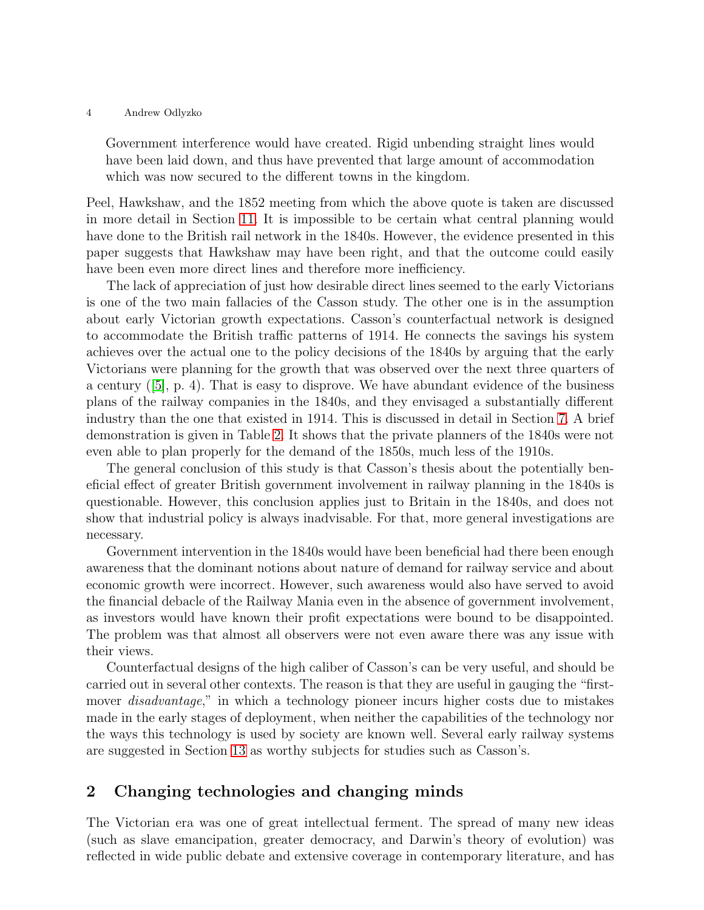> Government interference would have created. Rigid unbending straight lines would have been laid down, and thus have prevented that large amount of accommodation which was now secured to the different towns in the kingdom.

Peel, Hawkshaw, and the 1852 meeting from which the above quote is taken are discussed in more detail in Section 11. It is impossible to be certain what central planning would have done to the British rail network in the 1840s. However, the evidence presented in this paper suggests that Hawkshaw may have been right, and that the outcome could easily have been even more direct lines and therefore more inefficiency.

The lack of appreciation of just how desirable direct lines seemed to the early Victorians is one of the two main fallacies of the Casson study. The other one is in the assumption about early Victorian growth expectations. Casson's counterfactual network is designed to accommodate the British traffic patterns of 1914. He connects the savings his system achieves over the actual one to the policy decisions of the 1840s by arguing that the early Victorians were planning for the growth that was observed over the next three quarters of a century ([5], p. 4). That is easy to disprove. We have abundant evidence of the business plans of the railway companies in the 1840s, and they envisaged a substantially different industry than the one that existed in 1914. This is discussed in detail in Section 7. A brief demonstration is given in Table 2. It shows that the private planners of the 1840s were not even able to plan properly for the demand of the 1850s, much less of the 1910s.

The general conclusion of this study is that Casson's thesis about the potentially beneficial effect of greater British government involvement in railway planning in the 1840s is questionable. However, this conclusion applies just to Britain in the 1840s, and does not show that industrial policy is always inadvisable. For that, more general investigations are necessary.

Government intervention in the 1840s would have been beneficial had there been enough awareness that the dominant notions about nature of demand for railway service and about economic growth were incorrect. However, such awareness would also have served to avoid the financial debacle of the Railway Mania even in the absence of government involvement, as investors would have known their profit expectations were bound to be disappointed. The problem was that almost all observers were not even aware there was any issue with their views.

Counterfactual designs of the high caliber of Casson's can be very useful, and should be carried out in several other contexts. The reason is that they are useful in gauging the "first-mover *disadvantage*," in which a technology pioneer incurs higher costs due to mistakes made in the early stages of deployment, when neither the capabilities of the technology nor the ways this technology is used by society are known well. Several early railway systems are suggested in Section 13 as worthy subjects for studies such as Casson's.

## 2 Changing technologies and changing minds

The Victorian era was one of great intellectual ferment. The spread of many new ideas (such as slave emancipation, greater democracy, and Darwin's theory of evolution) was reflected in wide public debate and extensive coverage in contemporary literature, and has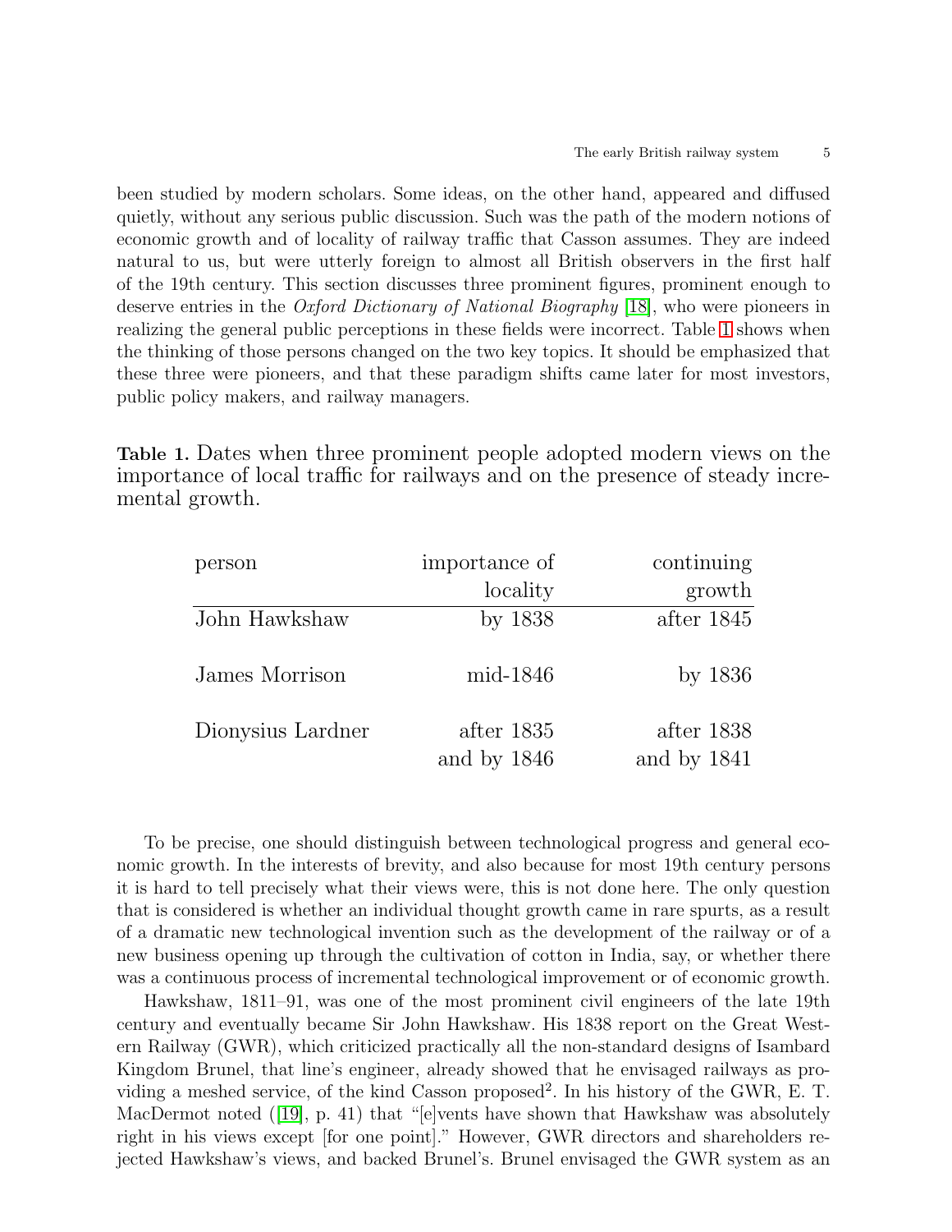been studied by modern scholars. Some ideas, on the other hand, appeared and diffused quietly, without any serious public discussion. Such was the path of the modern notions of economic growth and of locality of railway traffic that Casson assumes. They are indeed natural to us, but were utterly foreign to almost all British observers in the first half of the 19th century. This section discusses three prominent figures, prominent enough to deserve entries in the *Oxford Dictionary of National Biography* [18], who were pioneers in realizing the general public perceptions in these fields were incorrect. Table 1 shows when the thinking of those persons changed on the two key topics. It should be emphasized that these three were pioneers, and that these paradigm shifts came later for most investors, public policy makers, and railway managers.

**Table 1.** Dates when three prominent people adopted modern views on the importance of local traffic for railways and on the presence of steady incremental growth.

| person | importance of locality | continuing growth |
|---|---:|---:|
| John Hawkshaw | by 1838 | after 1845 |
| James Morrison | mid-1846 | by 1836 |
| Dionysius Lardner | after 1835 and by 1846 | after 1838 and by 1841 |

To be precise, one should distinguish between technological progress and general economic growth. In the interests of brevity, and also because for most 19th century persons it is hard to tell precisely what their views were, this is not done here. The only question that is considered is whether an individual thought growth came in rare spurts, as a result of a dramatic new technological invention such as the development of the railway or of a new business opening up through the cultivation of cotton in India, say, or whether there was a continuous process of incremental technological improvement or of economic growth.

Hawkshaw, 1811–91, was one of the most prominent civil engineers of the late 19th century and eventually became Sir John Hawkshaw. His 1838 report on the Great Western Railway (GWR), which criticized practically all the non-standard designs of Isambard Kingdom Brunel, that line's engineer, already showed that he envisaged railways as providing a meshed service, of the kind Casson proposed[2]. In his history of the GWR, E. T. MacDermot noted ([19], p. 41) that "[e]vents have shown that Hawkshaw was absolutely right in his views except [for one point]." However, GWR directors and shareholders rejected Hawkshaw's views, and backed Brunel's. Brunel envisaged the GWR system as an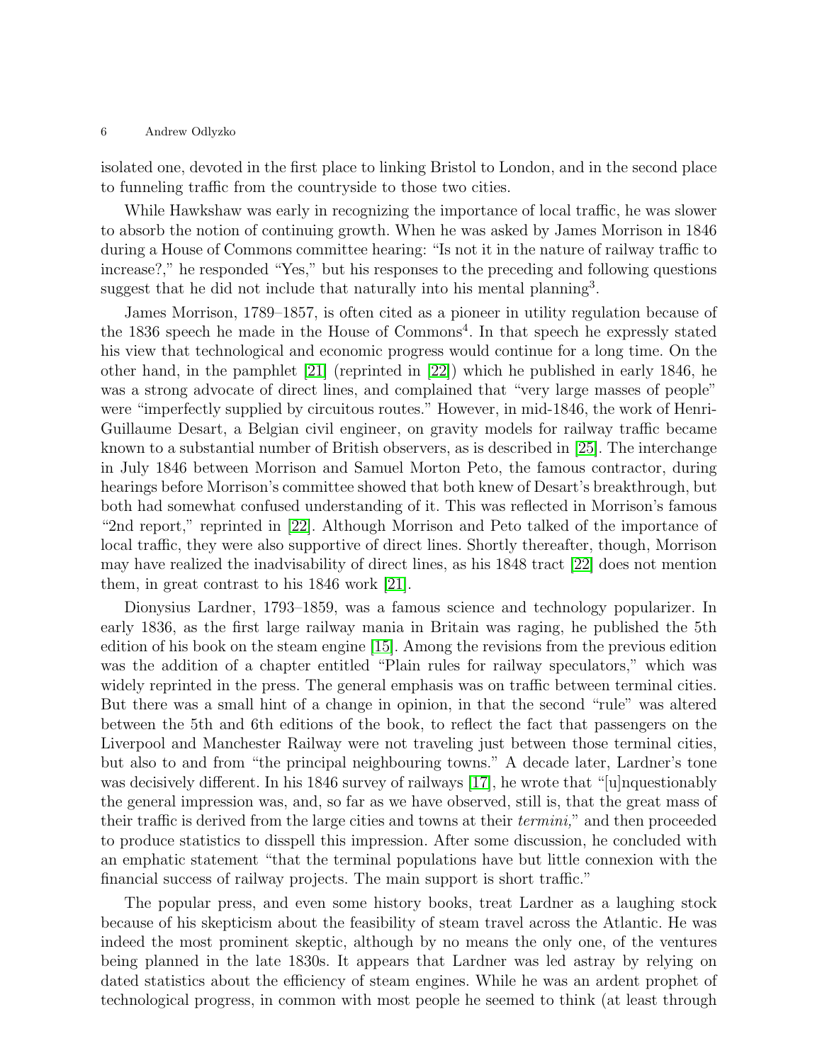isolated one, devoted in the first place to linking Bristol to London, and in the second place to funneling traffic from the countryside to those two cities.

While Hawkshaw was early in recognizing the importance of local traffic, he was slower to absorb the notion of continuing growth. When he was asked by James Morrison in 1846 during a House of Commons committee hearing: "Is not it in the nature of railway traffic to increase?," he responded "Yes," but his responses to the preceding and following questions suggest that he did not include that naturally into his mental planning[3].

James Morrison, 1789–1857, is often cited as a pioneer in utility regulation because of the 1836 speech he made in the House of Commons[4]. In that speech he expressly stated his view that technological and economic progress would continue for a long time. On the other hand, in the pamphlet [21] (reprinted in [22]) which he published in early 1846, he was a strong advocate of direct lines, and complained that "very large masses of people" were "imperfectly supplied by circuitous routes." However, in mid-1846, the work of Henri-Guillaume Desart, a Belgian civil engineer, on gravity models for railway traffic became known to a substantial number of British observers, as is described in [25]. The interchange in July 1846 between Morrison and Samuel Morton Peto, the famous contractor, during hearings before Morrison's committee showed that both knew of Desart's breakthrough, but both had somewhat confused understanding of it. This was reflected in Morrison's famous "2nd report," reprinted in [22]. Although Morrison and Peto talked of the importance of local traffic, they were also supportive of direct lines. Shortly thereafter, though, Morrison may have realized the inadvisability of direct lines, as his 1848 tract [22] does not mention them, in great contrast to his 1846 work [21].

Dionysius Lardner, 1793–1859, was a famous science and technology popularizer. In early 1836, as the first large railway mania in Britain was raging, he published the 5th edition of his book on the steam engine [15]. Among the revisions from the previous edition was the addition of a chapter entitled "Plain rules for railway speculators," which was widely reprinted in the press. The general emphasis was on traffic between terminal cities. But there was a small hint of a change in opinion, in that the second "rule" was altered between the 5th and 6th editions of the book, to reflect the fact that passengers on the Liverpool and Manchester Railway were not traveling just between those terminal cities, but also to and from "the principal neighbouring towns." A decade later, Lardner's tone was decisively different. In his 1846 survey of railways [17], he wrote that "[u]nquestionably the general impression was, and, so far as we have observed, still is, that the great mass of their traffic is derived from the large cities and towns at their *termini,*" and then proceeded to produce statistics to disspell this impression. After some discussion, he concluded with an emphatic statement "that the terminal populations have but little connexion with the financial success of railway projects. The main support is short traffic."

The popular press, and even some history books, treat Lardner as a laughing stock because of his skepticism about the feasibility of steam travel across the Atlantic. He was indeed the most prominent skeptic, although by no means the only one, of the ventures being planned in the late 1830s. It appears that Lardner was led astray by relying on dated statistics about the efficiency of steam engines. While he was an ardent prophet of technological progress, in common with most people he seemed to think (at least through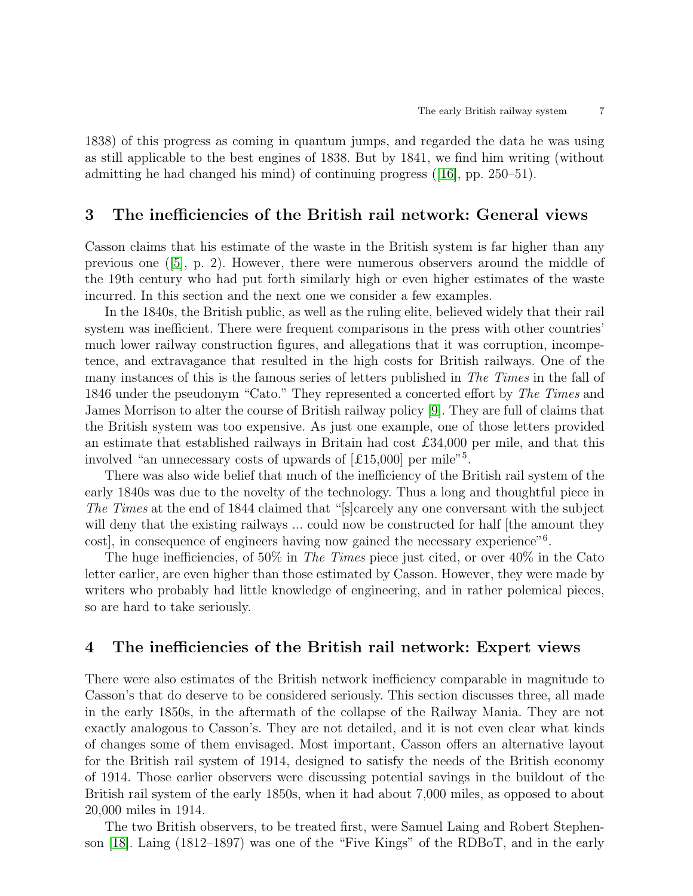1838) of this progress as coming in quantum jumps, and regarded the data he was using as still applicable to the best engines of 1838. But by 1841, we find him writing (without admitting he had changed his mind) of continuing progress ([16], pp. 250–51).

## 3 The inefficiencies of the British rail network: General views

Casson claims that his estimate of the waste in the British system is far higher than any previous one ([5], p. 2). However, there were numerous observers around the middle of the 19th century who had put forth similarly high or even higher estimates of the waste incurred. In this section and the next one we consider a few examples.

In the 1840s, the British public, as well as the ruling elite, believed widely that their rail system was inefficient. There were frequent comparisons in the press with other countries' much lower railway construction figures, and allegations that it was corruption, incompetence, and extravagance that resulted in the high costs for British railways. One of the many instances of this is the famous series of letters published in *The Times* in the fall of 1846 under the pseudonym "Cato." They represented a concerted effort by *The Times* and James Morrison to alter the course of British railway policy [9]. They are full of claims that the British system was too expensive. As just one example, one of those letters provided an estimate that established railways in Britain had cost £34,000 per mile, and that this involved "an unnecessary costs of upwards of [£15,000] per mile"[5].

There was also wide belief that much of the inefficiency of the British rail system of the early 1840s was due to the novelty of the technology. Thus a long and thoughtful piece in *The Times* at the end of 1844 claimed that "[s]carcely any one conversant with the subject will deny that the existing railways ... could now be constructed for half [the amount they cost], in consequence of engineers having now gained the necessary experience"[6].

The huge inefficiencies, of 50% in *The Times* piece just cited, or over 40% in the Cato letter earlier, are even higher than those estimated by Casson. However, they were made by writers who probably had little knowledge of engineering, and in rather polemical pieces, so are hard to take seriously.

## 4 The inefficiencies of the British rail network: Expert views

There were also estimates of the British network inefficiency comparable in magnitude to Casson's that do deserve to be considered seriously. This section discusses three, all made in the early 1850s, in the aftermath of the collapse of the Railway Mania. They are not exactly analogous to Casson's. They are not detailed, and it is not even clear what kinds of changes some of them envisaged. Most important, Casson offers an alternative layout for the British rail system of 1914, designed to satisfy the needs of the British economy of 1914. Those earlier observers were discussing potential savings in the buildout of the British rail system of the early 1850s, when it had about 7,000 miles, as opposed to about 20,000 miles in 1914.

The two British observers, to be treated first, were Samuel Laing and Robert Stephenson [18]. Laing (1812–1897) was one of the "Five Kings" of the RDBoT, and in the early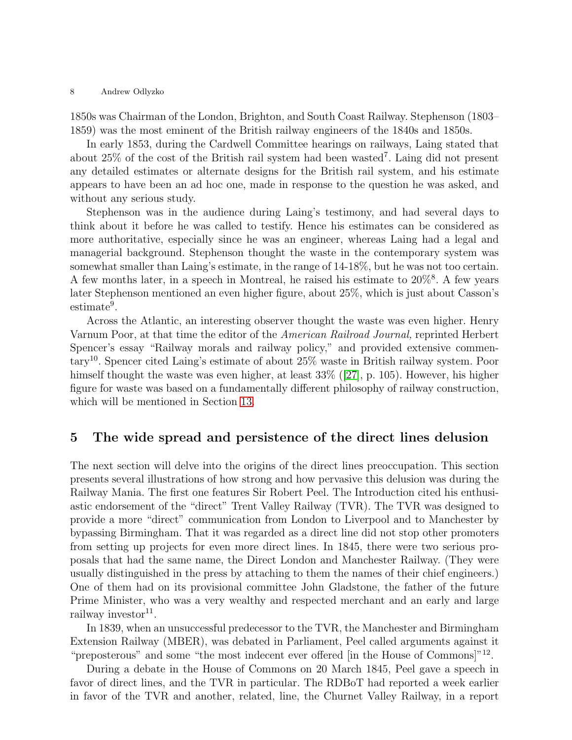1850s was Chairman of the London, Brighton, and South Coast Railway. Stephenson (1803–1859) was the most eminent of the British railway engineers of the 1840s and 1850s.

In early 1853, during the Cardwell Committee hearings on railways, Laing stated that about 25% of the cost of the British rail system had been wasted[7]. Laing did not present any detailed estimates or alternate designs for the British rail system, and his estimate appears to have been an ad hoc one, made in response to the question he was asked, and without any serious study.

Stephenson was in the audience during Laing's testimony, and had several days to think about it before he was called to testify. Hence his estimates can be considered as more authoritative, especially since he was an engineer, whereas Laing had a legal and managerial background. Stephenson thought the waste in the contemporary system was somewhat smaller than Laing's estimate, in the range of 14-18%, but he was not too certain. A few months later, in a speech in Montreal, he raised his estimate to 20%[8]. A few years later Stephenson mentioned an even higher figure, about 25%, which is just about Casson's estimate[9].

Across the Atlantic, an interesting observer thought the waste was even higher. Henry Varnum Poor, at that time the editor of the *American Railroad Journal,* reprinted Herbert Spencer's essay "Railway morals and railway policy," and provided extensive commentary[10]. Spencer cited Laing's estimate of about 25% waste in British railway system. Poor himself thought the waste was even higher, at least 33% ([27], p. 105). However, his higher figure for waste was based on a fundamentally different philosophy of railway construction, which will be mentioned in Section 13.

## 5 The wide spread and persistence of the direct lines delusion

The next section will delve into the origins of the direct lines preoccupation. This section presents several illustrations of how strong and how pervasive this delusion was during the Railway Mania. The first one features Sir Robert Peel. The Introduction cited his enthusiastic endorsement of the "direct" Trent Valley Railway (TVR). The TVR was designed to provide a more "direct" communication from London to Liverpool and to Manchester by bypassing Birmingham. That it was regarded as a direct line did not stop other promoters from setting up projects for even more direct lines. In 1845, there were two serious proposals that had the same name, the Direct London and Manchester Railway. (They were usually distinguished in the press by attaching to them the names of their chief engineers.) One of them had on its provisional committee John Gladstone, the father of the future Prime Minister, who was a very wealthy and respected merchant and an early and large railway investor[11].

In 1839, when an unsuccessful predecessor to the TVR, the Manchester and Birmingham Extension Railway (MBER), was debated in Parliament, Peel called arguments against it "preposterous" and some "the most indecent ever offered [in the House of Commons]"[12].

During a debate in the House of Commons on 20 March 1845, Peel gave a speech in favor of direct lines, and the TVR in particular. The RDBoT had reported a week earlier in favor of the TVR and another, related, line, the Churnet Valley Railway, in a report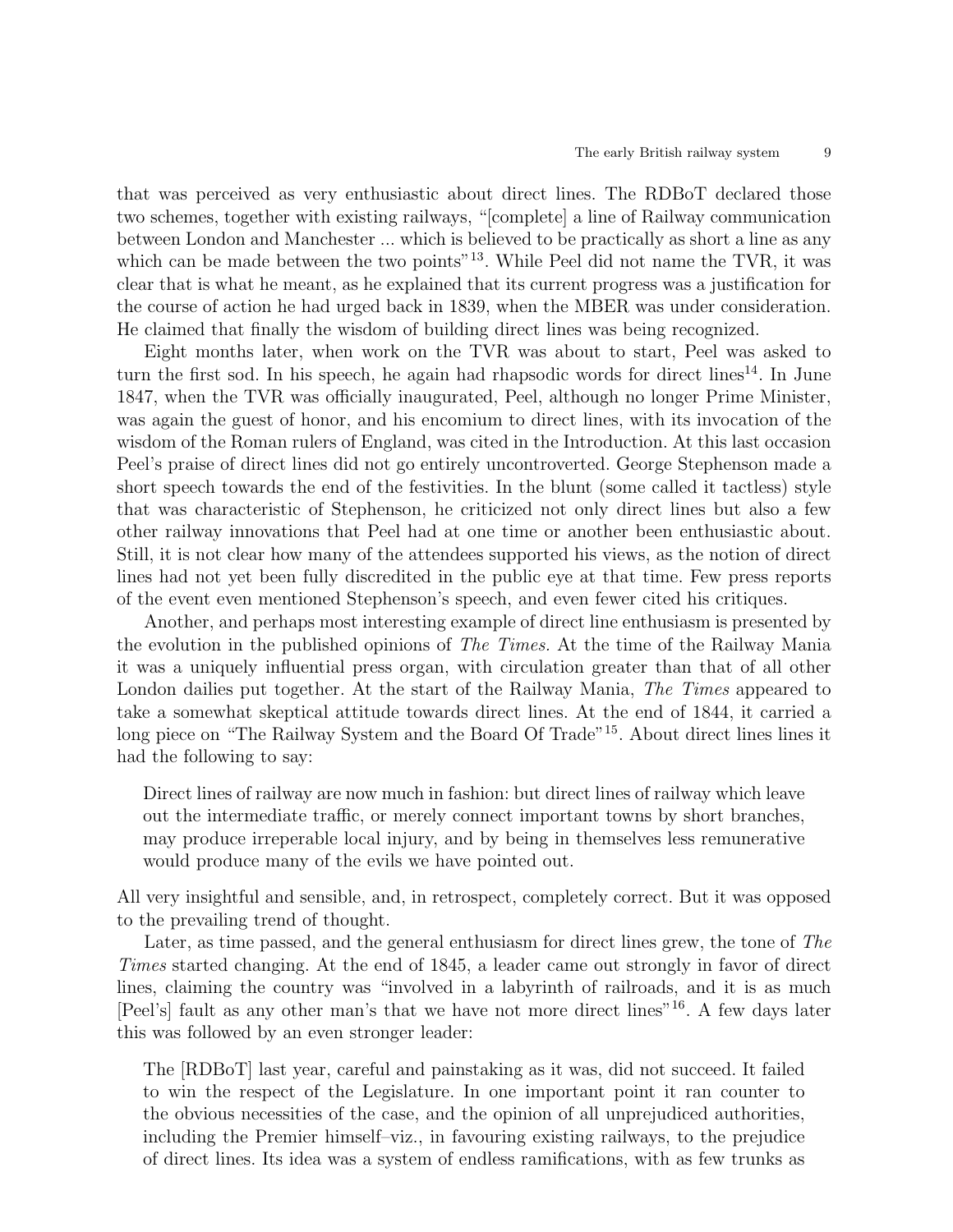that was perceived as very enthusiastic about direct lines. The RDBoT declared those two schemes, together with existing railways, "[complete] a line of Railway communication between London and Manchester ... which is believed to be practically as short a line as any which can be made between the two points"[13]. While Peel did not name the TVR, it was clear that is what he meant, as he explained that its current progress was a justification for the course of action he had urged back in 1839, when the MBER was under consideration. He claimed that finally the wisdom of building direct lines was being recognized.

Eight months later, when work on the TVR was about to start, Peel was asked to turn the first sod. In his speech, he again had rhapsodic words for direct lines[14]. In June 1847, when the TVR was officially inaugurated, Peel, although no longer Prime Minister, was again the guest of honor, and his encomium to direct lines, with its invocation of the wisdom of the Roman rulers of England, was cited in the Introduction. At this last occasion Peel's praise of direct lines did not go entirely uncontroverted. George Stephenson made a short speech towards the end of the festivities. In the blunt (some called it tactless) style that was characteristic of Stephenson, he criticized not only direct lines but also a few other railway innovations that Peel had at one time or another been enthusiastic about. Still, it is not clear how many of the attendees supported his views, as the notion of direct lines had not yet been fully discredited in the public eye at that time. Few press reports of the event even mentioned Stephenson's speech, and even fewer cited his critiques.

Another, and perhaps most interesting example of direct line enthusiasm is presented by the evolution in the published opinions of *The Times.* At the time of the Railway Mania it was a uniquely influential press organ, with circulation greater than that of all other London dailies put together. At the start of the Railway Mania, *The Times* appeared to take a somewhat skeptical attitude towards direct lines. At the end of 1844, it carried a long piece on "The Railway System and the Board Of Trade"[15]. About direct lines lines it had the following to say:

> Direct lines of railway are now much in fashion: but direct lines of railway which leave out the intermediate traffic, or merely connect important towns by short branches, may produce irreperable local injury, and by being in themselves less remunerative would produce many of the evils we have pointed out.

All very insightful and sensible, and, in retrospect, completely correct. But it was opposed to the prevailing trend of thought.

Later, as time passed, and the general enthusiasm for direct lines grew, the tone of *The Times* started changing. At the end of 1845, a leader came out strongly in favor of direct lines, claiming the country was "involved in a labyrinth of railroads, and it is as much [Peel's] fault as any other man's that we have not more direct lines"[16]. A few days later this was followed by an even stronger leader:

> The [RDBoT] last year, careful and painstaking as it was, did not succeed. It failed to win the respect of the Legislature. In one important point it ran counter to the obvious necessities of the case, and the opinion of all unprejudiced authorities, including the Premier himself–viz., in favouring existing railways, to the prejudice of direct lines. Its idea was a system of endless ramifications, with as few trunks as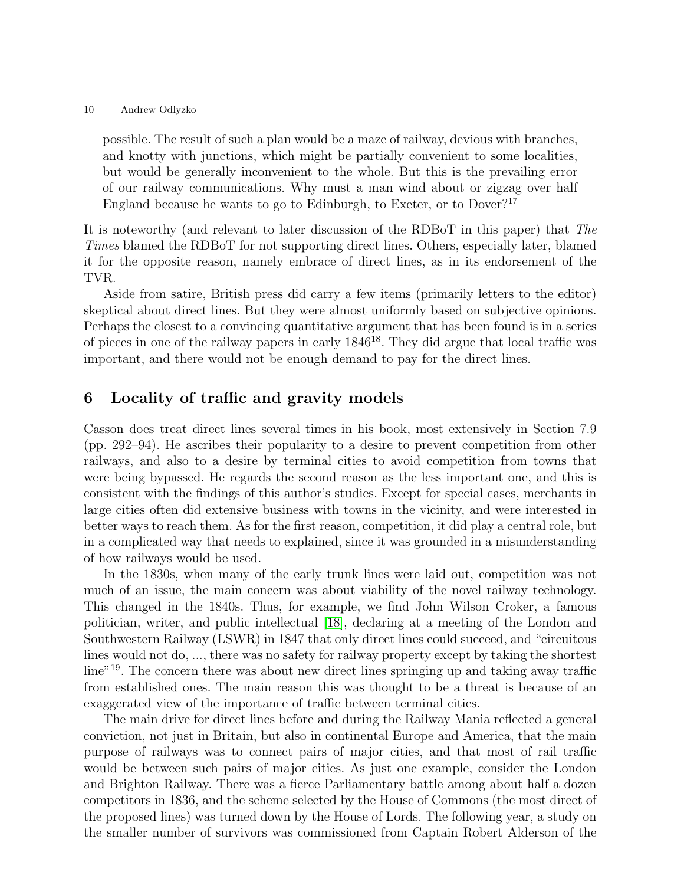possible. The result of such a plan would be a maze of railway, devious with branches, and knotty with junctions, which might be partially convenient to some localities, but would be generally inconvenient to the whole. But this is the prevailing error of our railway communications. Why must a man wind about or zigzag over half England because he wants to go to Edinburgh, to Exeter, or to Dover?[17]

It is noteworthy (and relevant to later discussion of the RDBoT in this paper) that *The Times* blamed the RDBoT for not supporting direct lines. Others, especially later, blamed it for the opposite reason, namely embrace of direct lines, as in its endorsement of the TVR.

Aside from satire, British press did carry a few items (primarily letters to the editor) skeptical about direct lines. But they were almost uniformly based on subjective opinions. Perhaps the closest to a convincing quantitative argument that has been found is in a series of pieces in one of the railway papers in early 1846[18]. They did argue that local traffic was important, and there would not be enough demand to pay for the direct lines.

## 6 Locality of traffic and gravity models

Casson does treat direct lines several times in his book, most extensively in Section 7.9 (pp. 292–94). He ascribes their popularity to a desire to prevent competition from other railways, and also to a desire by terminal cities to avoid competition from towns that were being bypassed. He regards the second reason as the less important one, and this is consistent with the findings of this author's studies. Except for special cases, merchants in large cities often did extensive business with towns in the vicinity, and were interested in better ways to reach them. As for the first reason, competition, it did play a central role, but in a complicated way that needs to explained, since it was grounded in a misunderstanding of how railways would be used.

In the 1830s, when many of the early trunk lines were laid out, competition was not much of an issue, the main concern was about viability of the novel railway technology. This changed in the 1840s. Thus, for example, we find John Wilson Croker, a famous politician, writer, and public intellectual [18], declaring at a meeting of the London and Southwestern Railway (LSWR) in 1847 that only direct lines could succeed, and "circuitous lines would not do, ..., there was no safety for railway property except by taking the shortest line"[19]. The concern there was about new direct lines springing up and taking away traffic from established ones. The main reason this was thought to be a threat is because of an exaggerated view of the importance of traffic between terminal cities.

The main drive for direct lines before and during the Railway Mania reflected a general conviction, not just in Britain, but also in continental Europe and America, that the main purpose of railways was to connect pairs of major cities, and that most of rail traffic would be between such pairs of major cities. As just one example, consider the London and Brighton Railway. There was a fierce Parliamentary battle among about half a dozen competitors in 1836, and the scheme selected by the House of Commons (the most direct of the proposed lines) was turned down by the House of Lords. The following year, a study on the smaller number of survivors was commissioned from Captain Robert Alderson of the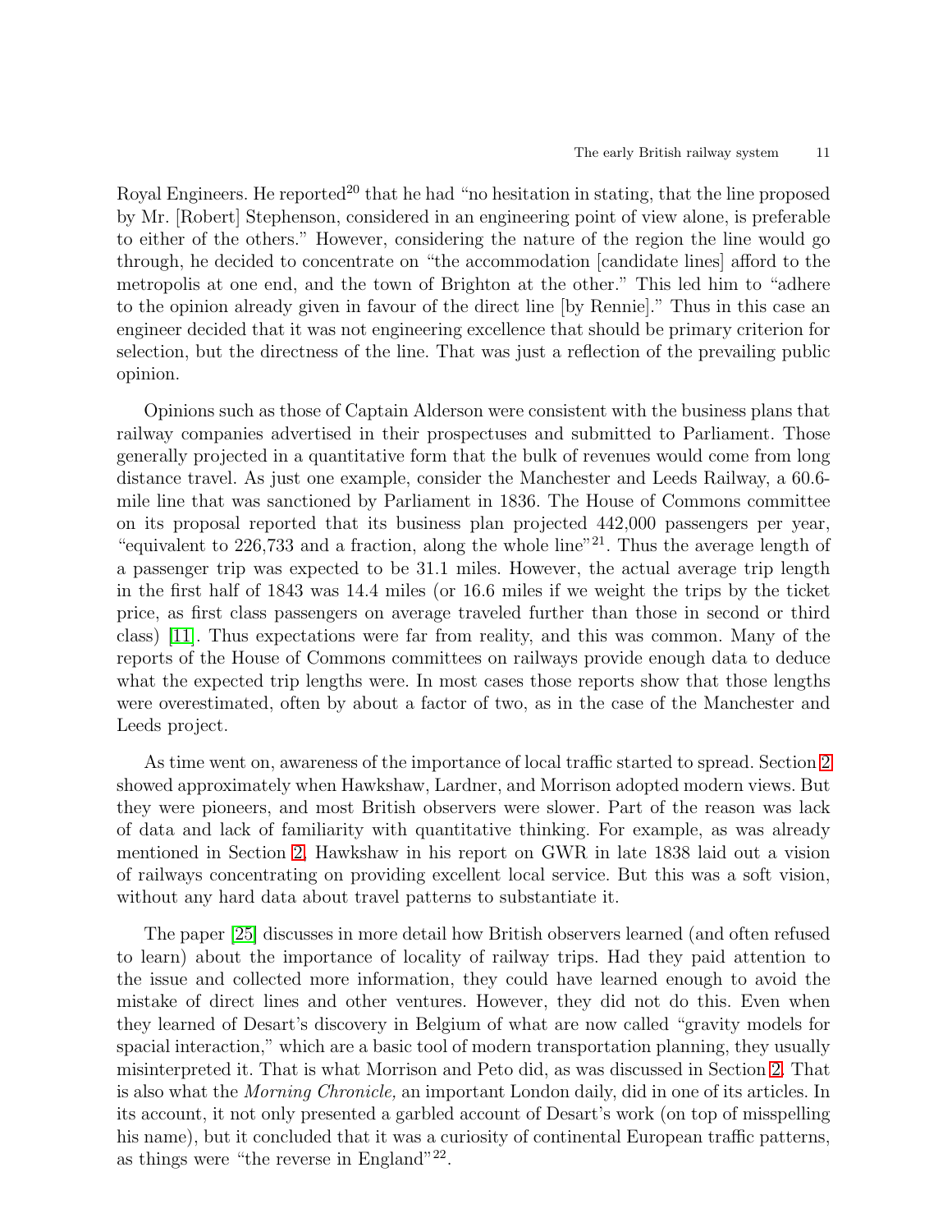Royal Engineers. He reported[20] that he had "no hesitation in stating, that the line proposed by Mr. [Robert] Stephenson, considered in an engineering point of view alone, is preferable to either of the others." However, considering the nature of the region the line would go through, he decided to concentrate on "the accommodation [candidate lines] afford to the metropolis at one end, and the town of Brighton at the other." This led him to "adhere to the opinion already given in favour of the direct line [by Rennie]." Thus in this case an engineer decided that it was not engineering excellence that should be primary criterion for selection, but the directness of the line. That was just a reflection of the prevailing public opinion.

Opinions such as those of Captain Alderson were consistent with the business plans that railway companies advertised in their prospectuses and submitted to Parliament. Those generally projected in a quantitative form that the bulk of revenues would come from long distance travel. As just one example, consider the Manchester and Leeds Railway, a 60.6-mile line that was sanctioned by Parliament in 1836. The House of Commons committee on its proposal reported that its business plan projected 442,000 passengers per year, "equivalent to 226,733 and a fraction, along the whole line"[21]. Thus the average length of a passenger trip was expected to be 31.1 miles. However, the actual average trip length in the first half of 1843 was 14.4 miles (or 16.6 miles if we weight the trips by the ticket price, as first class passengers on average traveled further than those in second or third class) [11]. Thus expectations were far from reality, and this was common. Many of the reports of the House of Commons committees on railways provide enough data to deduce what the expected trip lengths were. In most cases those reports show that those lengths were overestimated, often by about a factor of two, as in the case of the Manchester and Leeds project.

As time went on, awareness of the importance of local traffic started to spread. Section 2 showed approximately when Hawkshaw, Lardner, and Morrison adopted modern views. But they were pioneers, and most British observers were slower. Part of the reason was lack of data and lack of familiarity with quantitative thinking. For example, as was already mentioned in Section 2, Hawkshaw in his report on GWR in late 1838 laid out a vision of railways concentrating on providing excellent local service. But this was a soft vision, without any hard data about travel patterns to substantiate it.

The paper [25] discusses in more detail how British observers learned (and often refused to learn) about the importance of locality of railway trips. Had they paid attention to the issue and collected more information, they could have learned enough to avoid the mistake of direct lines and other ventures. However, they did not do this. Even when they learned of Desart's discovery in Belgium of what are now called "gravity models for spacial interaction," which are a basic tool of modern transportation planning, they usually misinterpreted it. That is what Morrison and Peto did, as was discussed in Section 2. That is also what the *Morning Chronicle,* an important London daily, did in one of its articles. In its account, it not only presented a garbled account of Desart's work (on top of misspelling his name), but it concluded that it was a curiosity of continental European traffic patterns, as things were "the reverse in England"[22].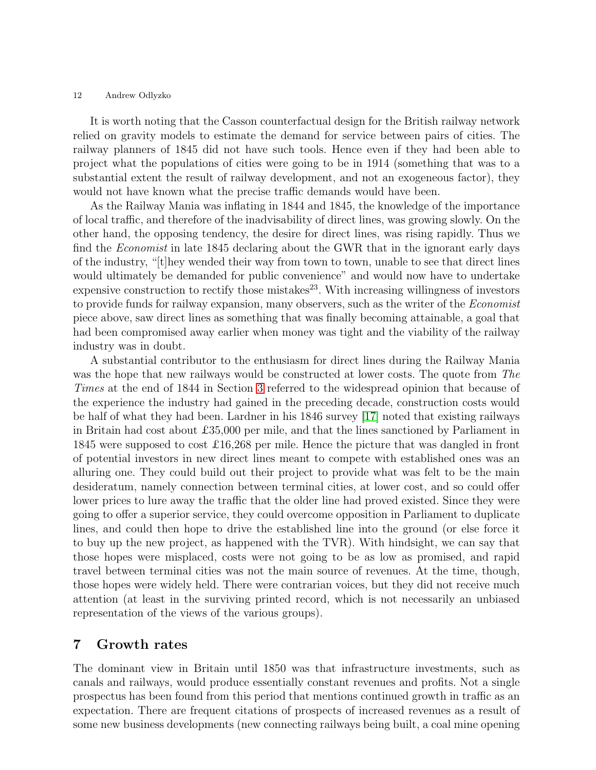It is worth noting that the Casson counterfactual design for the British railway network relied on gravity models to estimate the demand for service between pairs of cities. The railway planners of 1845 did not have such tools. Hence even if they had been able to project what the populations of cities were going to be in 1914 (something that was to a substantial extent the result of railway development, and not an exogeneous factor), they would not have known what the precise traffic demands would have been.

As the Railway Mania was inflating in 1844 and 1845, the knowledge of the importance of local traffic, and therefore of the inadvisability of direct lines, was growing slowly. On the other hand, the opposing tendency, the desire for direct lines, was rising rapidly. Thus we find the *Economist* in late 1845 declaring about the GWR that in the ignorant early days of the industry, "[t]hey wended their way from town to town, unable to see that direct lines would ultimately be demanded for public convenience" and would now have to undertake expensive construction to rectify those mistakes[23]. With increasing willingness of investors to provide funds for railway expansion, many observers, such as the writer of the *Economist* piece above, saw direct lines as something that was finally becoming attainable, a goal that had been compromised away earlier when money was tight and the viability of the railway industry was in doubt.

A substantial contributor to the enthusiasm for direct lines during the Railway Mania was the hope that new railways would be constructed at lower costs. The quote from *The Times* at the end of 1844 in Section 3 referred to the widespread opinion that because of the experience the industry had gained in the preceding decade, construction costs would be half of what they had been. Lardner in his 1846 survey [17] noted that existing railways in Britain had cost about £35,000 per mile, and that the lines sanctioned by Parliament in 1845 were supposed to cost £16,268 per mile. Hence the picture that was dangled in front of potential investors in new direct lines meant to compete with established ones was an alluring one. They could build out their project to provide what was felt to be the main desideratum, namely connection between terminal cities, at lower cost, and so could offer lower prices to lure away the traffic that the older line had proved existed. Since they were going to offer a superior service, they could overcome opposition in Parliament to duplicate lines, and could then hope to drive the established line into the ground (or else force it to buy up the new project, as happened with the TVR). With hindsight, we can say that those hopes were misplaced, costs were not going to be as low as promised, and rapid travel between terminal cities was not the main source of revenues. At the time, though, those hopes were widely held. There were contrarian voices, but they did not receive much attention (at least in the surviving printed record, which is not necessarily an unbiased representation of the views of the various groups).

## 7 Growth rates

The dominant view in Britain until 1850 was that infrastructure investments, such as canals and railways, would produce essentially constant revenues and profits. Not a single prospectus has been found from this period that mentions continued growth in traffic as an expectation. There are frequent citations of prospects of increased revenues as a result of some new business developments (new connecting railways being built, a coal mine opening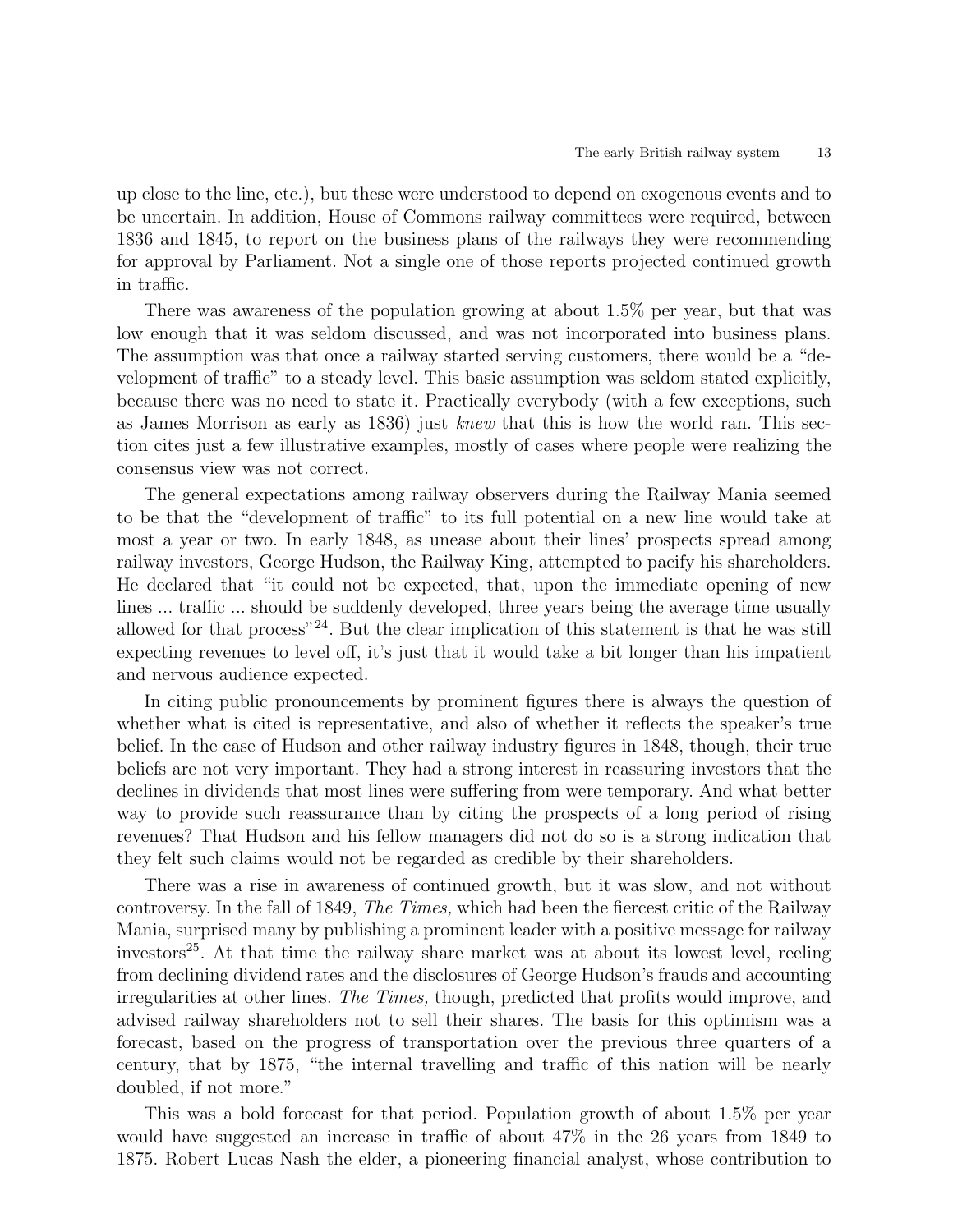up close to the line, etc.), but these were understood to depend on exogenous events and to be uncertain. In addition, House of Commons railway committees were required, between 1836 and 1845, to report on the business plans of the railways they were recommending for approval by Parliament. Not a single one of those reports projected continued growth in traffic.

There was awareness of the population growing at about 1.5% per year, but that was low enough that it was seldom discussed, and was not incorporated into business plans. The assumption was that once a railway started serving customers, there would be a "development of traffic" to a steady level. This basic assumption was seldom stated explicitly, because there was no need to state it. Practically everybody (with a few exceptions, such as James Morrison as early as 1836) just *knew* that this is how the world ran. This section cites just a few illustrative examples, mostly of cases where people were realizing the consensus view was not correct.

The general expectations among railway observers during the Railway Mania seemed to be that the "development of traffic" to its full potential on a new line would take at most a year or two. In early 1848, as unease about their lines' prospects spread among railway investors, George Hudson, the Railway King, attempted to pacify his shareholders. He declared that "it could not be expected, that, upon the immediate opening of new lines ... traffic ... should be suddenly developed, three years being the average time usually allowed for that process"[24]. But the clear implication of this statement is that he was still expecting revenues to level off, it's just that it would take a bit longer than his impatient and nervous audience expected.

In citing public pronouncements by prominent figures there is always the question of whether what is cited is representative, and also of whether it reflects the speaker's true belief. In the case of Hudson and other railway industry figures in 1848, though, their true beliefs are not very important. They had a strong interest in reassuring investors that the declines in dividends that most lines were suffering from were temporary. And what better way to provide such reassurance than by citing the prospects of a long period of rising revenues? That Hudson and his fellow managers did not do so is a strong indication that they felt such claims would not be regarded as credible by their shareholders.

There was a rise in awareness of continued growth, but it was slow, and not without controversy. In the fall of 1849, *The Times,* which had been the fiercest critic of the Railway Mania, surprised many by publishing a prominent leader with a positive message for railway investors[25]. At that time the railway share market was at about its lowest level, reeling from declining dividend rates and the disclosures of George Hudson's frauds and accounting irregularities at other lines. *The Times,* though, predicted that profits would improve, and advised railway shareholders not to sell their shares. The basis for this optimism was a forecast, based on the progress of transportation over the previous three quarters of a century, that by 1875, "the internal travelling and traffic of this nation will be nearly doubled, if not more."

This was a bold forecast for that period. Population growth of about 1.5% per year would have suggested an increase in traffic of about 47% in the 26 years from 1849 to 1875. Robert Lucas Nash the elder, a pioneering financial analyst, whose contribution to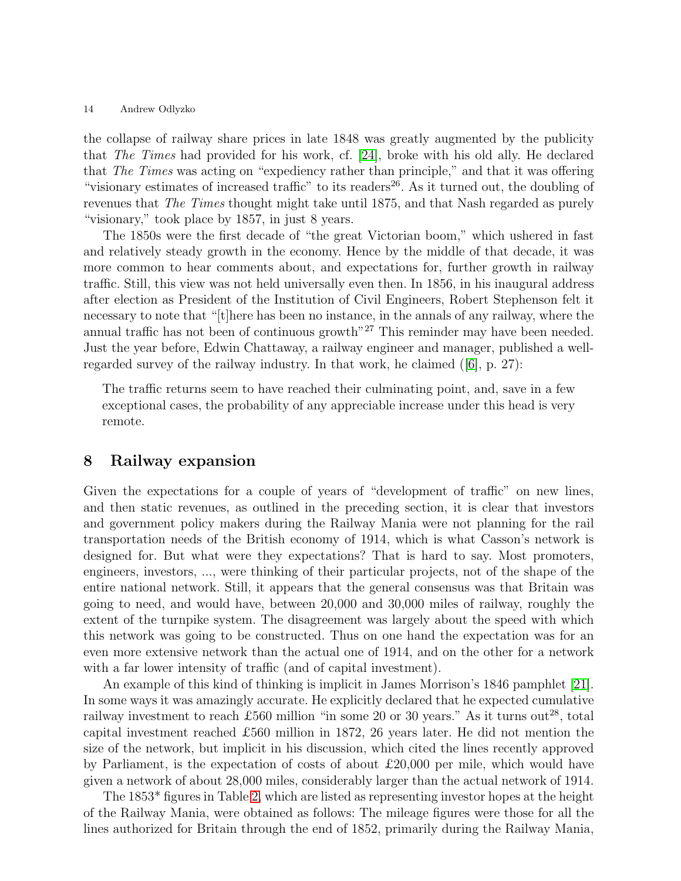the collapse of railway share prices in late 1848 was greatly augmented by the publicity that *The Times* had provided for his work, cf. [24], broke with his old ally. He declared that *The Times* was acting on "expediency rather than principle," and that it was offering "visionary estimates of increased traffic" to its readers[26]. As it turned out, the doubling of revenues that *The Times* thought might take until 1875, and that Nash regarded as purely "visionary," took place by 1857, in just 8 years.

The 1850s were the first decade of "the great Victorian boom," which ushered in fast and relatively steady growth in the economy. Hence by the middle of that decade, it was more common to hear comments about, and expectations for, further growth in railway traffic. Still, this view was not held universally even then. In 1856, in his inaugural address after election as President of the Institution of Civil Engineers, Robert Stephenson felt it necessary to note that "[t]here has been no instance, in the annals of any railway, where the annual traffic has not been of continuous growth"[27] This reminder may have been needed. Just the year before, Edwin Chattaway, a railway engineer and manager, published a well-regarded survey of the railway industry. In that work, he claimed ([6], p. 27):

> The traffic returns seem to have reached their culminating point, and, save in a few exceptional cases, the probability of any appreciable increase under this head is very remote.

## 8 Railway expansion

Given the expectations for a couple of years of "development of traffic" on new lines, and then static revenues, as outlined in the preceding section, it is clear that investors and government policy makers during the Railway Mania were not planning for the rail transportation needs of the British economy of 1914, which is what Casson's network is designed for. But what were they expectations? That is hard to say. Most promoters, engineers, investors, ..., were thinking of their particular projects, not of the shape of the entire national network. Still, it appears that the general consensus was that Britain was going to need, and would have, between 20,000 and 30,000 miles of railway, roughly the extent of the turnpike system. The disagreement was largely about the speed with which this network was going to be constructed. Thus on one hand the expectation was for an even more extensive network than the actual one of 1914, and on the other for a network with a far lower intensity of traffic (and of capital investment).

An example of this kind of thinking is implicit in James Morrison's 1846 pamphlet [21]. In some ways it was amazingly accurate. He explicitly declared that he expected cumulative railway investment to reach £560 million "in some 20 or 30 years." As it turns out[28], total capital investment reached £560 million in 1872, 26 years later. He did not mention the size of the network, but implicit in his discussion, which cited the lines recently approved by Parliament, is the expectation of costs of about £20,000 per mile, which would have given a network of about 28,000 miles, considerably larger than the actual network of 1914.

The 1853* figures in Table 2, which are listed as representing investor hopes at the height of the Railway Mania, were obtained as follows: The mileage figures were those for all the lines authorized for Britain through the end of 1852, primarily during the Railway Mania,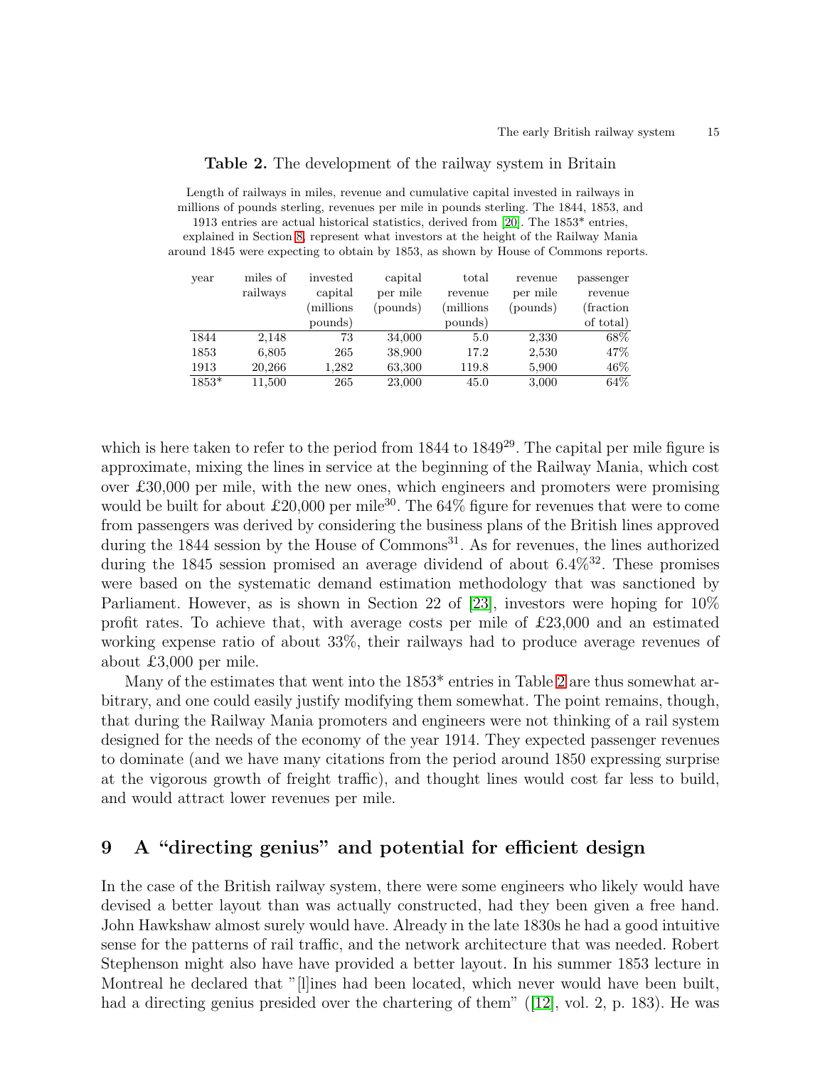**Table 2.** The development of the railway system in Britain

Length of railways in miles, revenue and cumulative capital invested in railways in millions of pounds sterling, revenues per mile in pounds sterling. The 1844, 1853, and 1913 entries are actual historical statistics, derived from [20]. The 1853* entries, explained in Section 8, represent what investors at the height of the Railway Mania around 1845 were expecting to obtain by 1853, as shown by House of Commons reports.

| year | miles of railways | invested capital (millions pounds) | capital per mile (pounds) | total revenue (millions pounds) | revenue per mile (pounds) | passenger revenue (fraction of total) |
|---|---|---|---|---|---|---|
| 1844 | 2,148 | 73 | 34,000 | 5.0 | 2,330 | 68% |
| 1853 | 6,805 | 265 | 38,900 | 17.2 | 2,530 | 47% |
| 1913 | 20,266 | 1,282 | 63,300 | 119.8 | 5,900 | 46% |
| 1853* | 11,500 | 265 | 23,000 | 45.0 | 3,000 | 64% |

which is here taken to refer to the period from 1844 to 1849[29]. The capital per mile figure is approximate, mixing the lines in service at the beginning of the Railway Mania, which cost over £30,000 per mile, with the new ones, which engineers and promoters were promising would be built for about £20,000 per mile[30]. The 64% figure for revenues that were to come from passengers was derived by considering the business plans of the British lines approved during the 1844 session by the House of Commons[31]. As for revenues, the lines authorized during the 1845 session promised an average dividend of about 6.4%[32]. These promises were based on the systematic demand estimation methodology that was sanctioned by Parliament. However, as is shown in Section 22 of [23], investors were hoping for 10% profit rates. To achieve that, with average costs per mile of £23,000 and an estimated working expense ratio of about 33%, their railways had to produce average revenues of about £3,000 per mile.

Many of the estimates that went into the 1853* entries in Table 2 are thus somewhat arbitrary, and one could easily justify modifying them somewhat. The point remains, though, that during the Railway Mania promoters and engineers were not thinking of a rail system designed for the needs of the economy of the year 1914. They expected passenger revenues to dominate (and we have many citations from the period around 1850 expressing surprise at the vigorous growth of freight traffic), and thought lines would cost far less to build, and would attract lower revenues per mile.

## 9 A "directing genius" and potential for efficient design

In the case of the British railway system, there were some engineers who likely would have devised a better layout than was actually constructed, had they been given a free hand. John Hawkshaw almost surely would have. Already in the late 1830s he had a good intuitive sense for the patterns of rail traffic, and the network architecture that was needed. Robert Stephenson might also have have provided a better layout. In his summer 1853 lecture in Montreal he declared that "[l]ines had been located, which never would have been built, had a directing genius presided over the chartering of them" ([12], vol. 2, p. 183). He was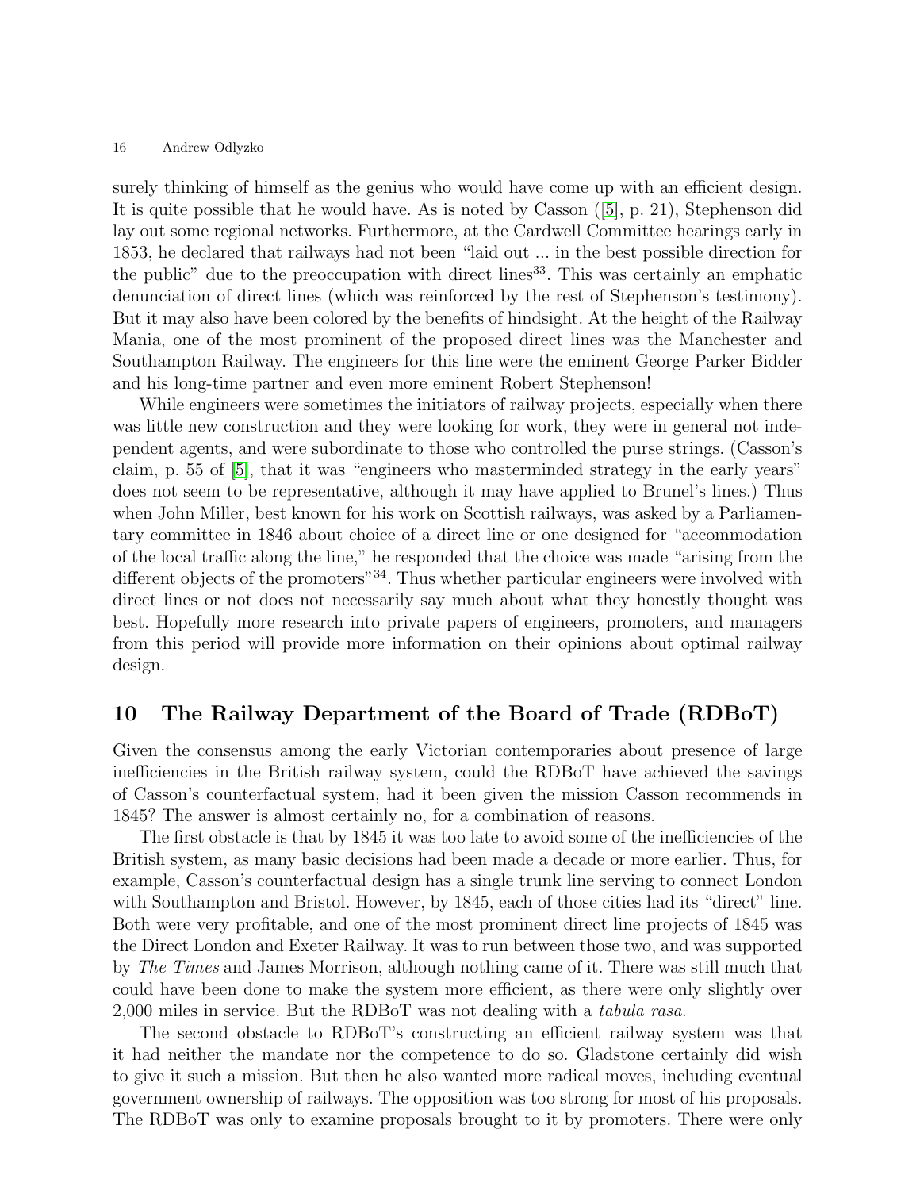surely thinking of himself as the genius who would have come up with an efficient design. It is quite possible that he would have. As is noted by Casson ([5], p. 21), Stephenson did lay out some regional networks. Furthermore, at the Cardwell Committee hearings early in 1853, he declared that railways had not been "laid out ... in the best possible direction for the public" due to the preoccupation with direct lines[33]. This was certainly an emphatic denunciation of direct lines (which was reinforced by the rest of Stephenson's testimony). But it may also have been colored by the benefits of hindsight. At the height of the Railway Mania, one of the most prominent of the proposed direct lines was the Manchester and Southampton Railway. The engineers for this line were the eminent George Parker Bidder and his long-time partner and even more eminent Robert Stephenson!

While engineers were sometimes the initiators of railway projects, especially when there was little new construction and they were looking for work, they were in general not independent agents, and were subordinate to those who controlled the purse strings. (Casson's claim, p. 55 of [5], that it was "engineers who masterminded strategy in the early years" does not seem to be representative, although it may have applied to Brunel's lines.) Thus when John Miller, best known for his work on Scottish railways, was asked by a Parliamentary committee in 1846 about choice of a direct line or one designed for "accommodation of the local traffic along the line," he responded that the choice was made "arising from the different objects of the promoters"[34]. Thus whether particular engineers were involved with direct lines or not does not necessarily say much about what they honestly thought was best. Hopefully more research into private papers of engineers, promoters, and managers from this period will provide more information on their opinions about optimal railway design.

## 10 The Railway Department of the Board of Trade (RDBoT)

Given the consensus among the early Victorian contemporaries about presence of large inefficiencies in the British railway system, could the RDBoT have achieved the savings of Casson's counterfactual system, had it been given the mission Casson recommends in 1845? The answer is almost certainly no, for a combination of reasons.

The first obstacle is that by 1845 it was too late to avoid some of the inefficiencies of the British system, as many basic decisions had been made a decade or more earlier. Thus, for example, Casson's counterfactual design has a single trunk line serving to connect London with Southampton and Bristol. However, by 1845, each of those cities had its "direct" line. Both were very profitable, and one of the most prominent direct line projects of 1845 was the Direct London and Exeter Railway. It was to run between those two, and was supported by *The Times* and James Morrison, although nothing came of it. There was still much that could have been done to make the system more efficient, as there were only slightly over 2,000 miles in service. But the RDBoT was not dealing with a *tabula rasa.*

The second obstacle to RDBoT's constructing an efficient railway system was that it had neither the mandate nor the competence to do so. Gladstone certainly did wish to give it such a mission. But then he also wanted more radical moves, including eventual government ownership of railways. The opposition was too strong for most of his proposals. The RDBoT was only to examine proposals brought to it by promoters. There were only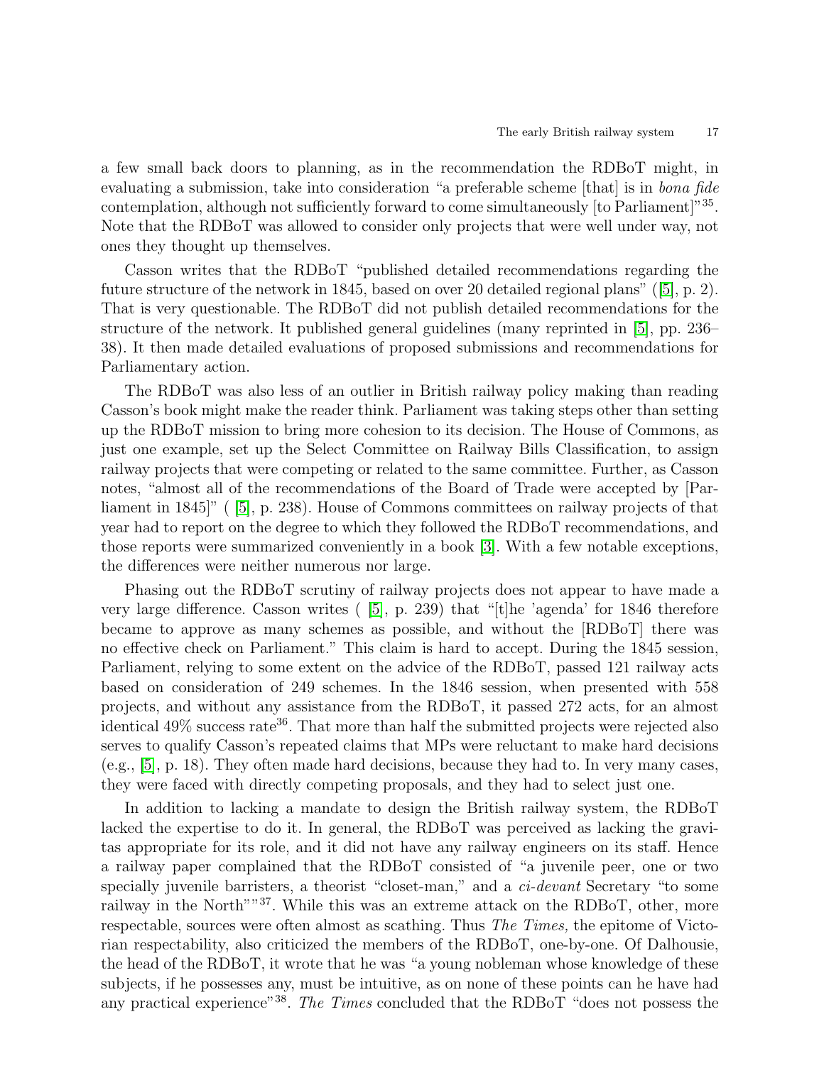a few small back doors to planning, as in the recommendation the RDBoT might, in evaluating a submission, take into consideration "a preferable scheme [that] is in *bona fide* contemplation, although not sufficiently forward to come simultaneously [to Parliament]"[35]. Note that the RDBoT was allowed to consider only projects that were well under way, not ones they thought up themselves.

Casson writes that the RDBoT "published detailed recommendations regarding the future structure of the network in 1845, based on over 20 detailed regional plans" ([5], p. 2). That is very questionable. The RDBoT did not publish detailed recommendations for the structure of the network. It published general guidelines (many reprinted in [5], pp. 236–38). It then made detailed evaluations of proposed submissions and recommendations for Parliamentary action.

The RDBoT was also less of an outlier in British railway policy making than reading Casson's book might make the reader think. Parliament was taking steps other than setting up the RDBoT mission to bring more cohesion to its decision. The House of Commons, as just one example, set up the Select Committee on Railway Bills Classification, to assign railway projects that were competing or related to the same committee. Further, as Casson notes, "almost all of the recommendations of the Board of Trade were accepted by [Parliament in 1845]" ( [5], p. 238). House of Commons committees on railway projects of that year had to report on the degree to which they followed the RDBoT recommendations, and those reports were summarized conveniently in a book [3]. With a few notable exceptions, the differences were neither numerous nor large.

Phasing out the RDBoT scrutiny of railway projects does not appear to have made a very large difference. Casson writes ( [5], p. 239) that "[t]he 'agenda' for 1846 therefore became to approve as many schemes as possible, and without the [RDBoT] there was no effective check on Parliament." This claim is hard to accept. During the 1845 session, Parliament, relying to some extent on the advice of the RDBoT, passed 121 railway acts based on consideration of 249 schemes. In the 1846 session, when presented with 558 projects, and without any assistance from the RDBoT, it passed 272 acts, for an almost identical 49% success rate[36]. That more than half the submitted projects were rejected also serves to qualify Casson's repeated claims that MPs were reluctant to make hard decisions (e.g., [5], p. 18). They often made hard decisions, because they had to. In very many cases, they were faced with directly competing proposals, and they had to select just one.

In addition to lacking a mandate to design the British railway system, the RDBoT lacked the expertise to do it. In general, the RDBoT was perceived as lacking the gravitas appropriate for its role, and it did not have any railway engineers on its staff. Hence a railway paper complained that the RDBoT consisted of "a juvenile peer, one or two specially juvenile barristers, a theorist "closet-man," and a *ci-devant* Secretary "to some railway in the North""[37]. While this was an extreme attack on the RDBoT, other, more respectable, sources were often almost as scathing. Thus *The Times,* the epitome of Victorian respectability, also criticized the members of the RDBoT, one-by-one. Of Dalhousie, the head of the RDBoT, it wrote that he was "a young nobleman whose knowledge of these subjects, if he possesses any, must be intuitive, as on none of these points can he have had any practical experience"[38]. *The Times* concluded that the RDBoT "does not possess the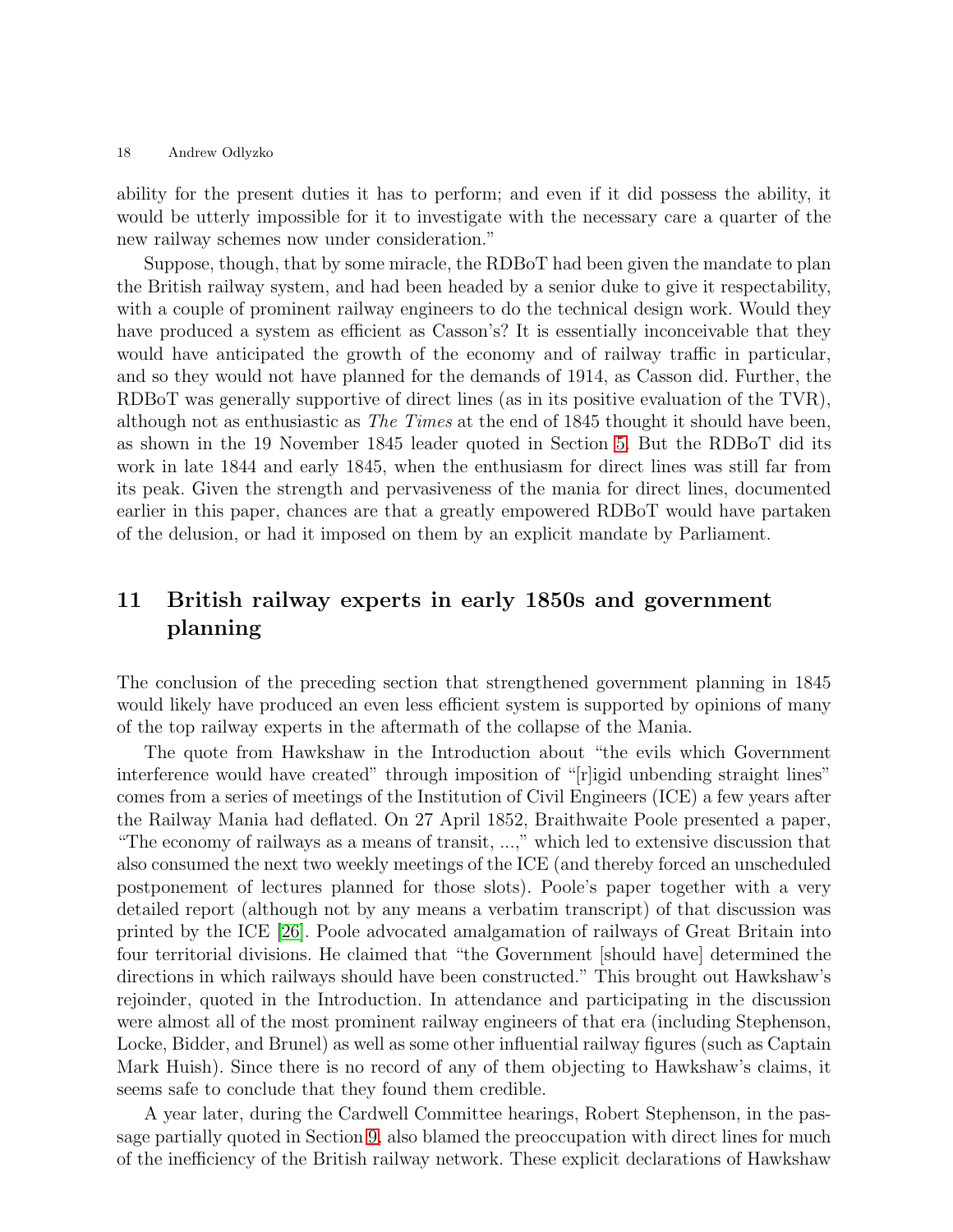ability for the present duties it has to perform; and even if it did possess the ability, it would be utterly impossible for it to investigate with the necessary care a quarter of the new railway schemes now under consideration."

Suppose, though, that by some miracle, the RDBoT had been given the mandate to plan the British railway system, and had been headed by a senior duke to give it respectability, with a couple of prominent railway engineers to do the technical design work. Would they have produced a system as efficient as Casson's? It is essentially inconceivable that they would have anticipated the growth of the economy and of railway traffic in particular, and so they would not have planned for the demands of 1914, as Casson did. Further, the RDBoT was generally supportive of direct lines (as in its positive evaluation of the TVR), although not as enthusiastic as *The Times* at the end of 1845 thought it should have been, as shown in the 19 November 1845 leader quoted in Section 5. But the RDBoT did its work in late 1844 and early 1845, when the enthusiasm for direct lines was still far from its peak. Given the strength and pervasiveness of the mania for direct lines, documented earlier in this paper, chances are that a greatly empowered RDBoT would have partaken of the delusion, or had it imposed on them by an explicit mandate by Parliament.

## 11 British railway experts in early 1850s and government planning

The conclusion of the preceding section that strengthened government planning in 1845 would likely have produced an even less efficient system is supported by opinions of many of the top railway experts in the aftermath of the collapse of the Mania.

The quote from Hawkshaw in the Introduction about "the evils which Government interference would have created" through imposition of "[r]igid unbending straight lines" comes from a series of meetings of the Institution of Civil Engineers (ICE) a few years after the Railway Mania had deflated. On 27 April 1852, Braithwaite Poole presented a paper, "The economy of railways as a means of transit, ...," which led to extensive discussion that also consumed the next two weekly meetings of the ICE (and thereby forced an unscheduled postponement of lectures planned for those slots). Poole's paper together with a very detailed report (although not by any means a verbatim transcript) of that discussion was printed by the ICE [26]. Poole advocated amalgamation of railways of Great Britain into four territorial divisions. He claimed that "the Government [should have] determined the directions in which railways should have been constructed." This brought out Hawkshaw's rejoinder, quoted in the Introduction. In attendance and participating in the discussion were almost all of the most prominent railway engineers of that era (including Stephenson, Locke, Bidder, and Brunel) as well as some other influential railway figures (such as Captain Mark Huish). Since there is no record of any of them objecting to Hawkshaw's claims, it seems safe to conclude that they found them credible.

A year later, during the Cardwell Committee hearings, Robert Stephenson, in the passage partially quoted in Section 9, also blamed the preoccupation with direct lines for much of the inefficiency of the British railway network. These explicit declarations of Hawkshaw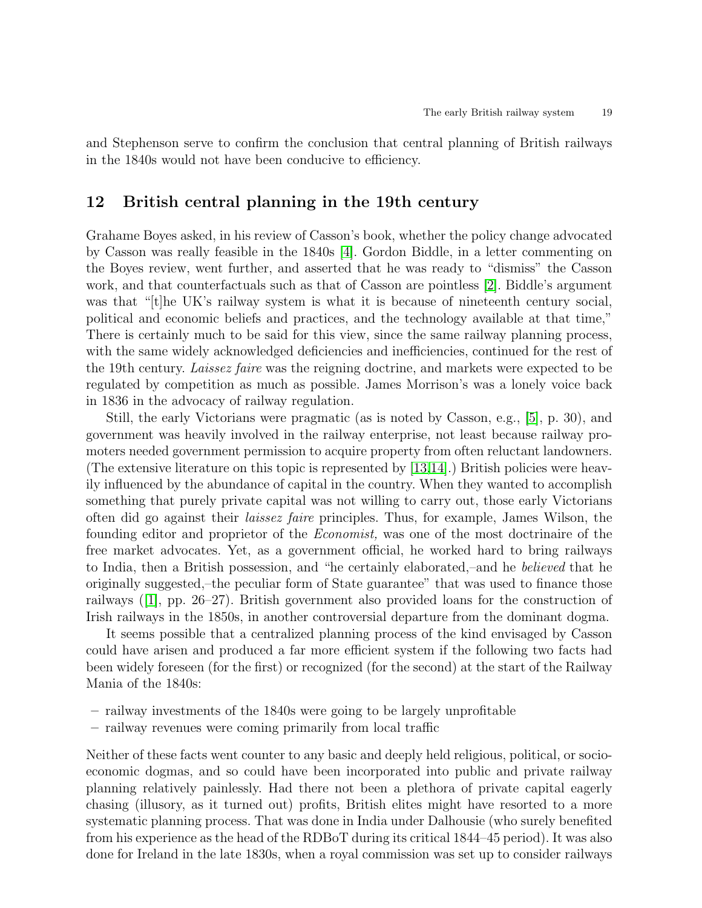and Stephenson serve to confirm the conclusion that central planning of British railways in the 1840s would not have been conducive to efficiency.

## 12 British central planning in the 19th century

Grahame Boyes asked, in his review of Casson's book, whether the policy change advocated by Casson was really feasible in the 1840s [4]. Gordon Biddle, in a letter commenting on the Boyes review, went further, and asserted that he was ready to "dismiss" the Casson work, and that counterfactuals such as that of Casson are pointless [2]. Biddle's argument was that "[t]he UK's railway system is what it is because of nineteenth century social, political and economic beliefs and practices, and the technology available at that time," There is certainly much to be said for this view, since the same railway planning process, with the same widely acknowledged deficiencies and inefficiencies, continued for the rest of the 19th century. *Laissez faire* was the reigning doctrine, and markets were expected to be regulated by competition as much as possible. James Morrison's was a lonely voice back in 1836 in the advocacy of railway regulation.

Still, the early Victorians were pragmatic (as is noted by Casson, e.g., [5], p. 30), and government was heavily involved in the railway enterprise, not least because railway promoters needed government permission to acquire property from often reluctant landowners. (The extensive literature on this topic is represented by [13,14].) British policies were heavily influenced by the abundance of capital in the country. When they wanted to accomplish something that purely private capital was not willing to carry out, those early Victorians often did go against their *laissez faire* principles. Thus, for example, James Wilson, the founding editor and proprietor of the *Economist,* was one of the most doctrinaire of the free market advocates. Yet, as a government official, he worked hard to bring railways to India, then a British possession, and "he certainly elaborated,–and he *believed* that he originally suggested,–the peculiar form of State guarantee" that was used to finance those railways ([1], pp. 26–27). British government also provided loans for the construction of Irish railways in the 1850s, in another controversial departure from the dominant dogma.

It seems possible that a centralized planning process of the kind envisaged by Casson could have arisen and produced a far more efficient system if the following two facts had been widely foreseen (for the first) or recognized (for the second) at the start of the Railway Mania of the 1840s:

- railway investments of the 1840s were going to be largely unprofitable
- railway revenues were coming primarily from local traffic

Neither of these facts went counter to any basic and deeply held religious, political, or socioeconomic dogmas, and so could have been incorporated into public and private railway planning relatively painlessly. Had there not been a plethora of private capital eagerly chasing (illusory, as it turned out) profits, British elites might have resorted to a more systematic planning process. That was done in India under Dalhousie (who surely benefited from his experience as the head of the RDBoT during its critical 1844–45 period). It was also done for Ireland in the late 1830s, when a royal commission was set up to consider railways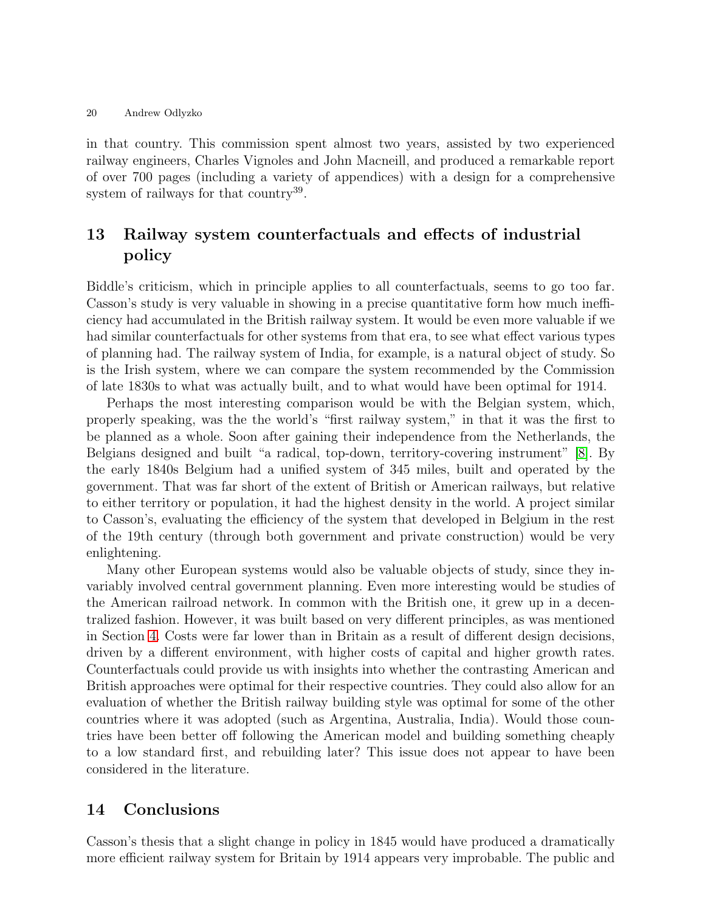in that country. This commission spent almost two years, assisted by two experienced railway engineers, Charles Vignoles and John Macneill, and produced a remarkable report of over 700 pages (including a variety of appendices) with a design for a comprehensive system of railways for that country[39].

## 13 Railway system counterfactuals and effects of industrial policy

Biddle's criticism, which in principle applies to all counterfactuals, seems to go too far. Casson's study is very valuable in showing in a precise quantitative form how much inefficiency had accumulated in the British railway system. It would be even more valuable if we had similar counterfactuals for other systems from that era, to see what effect various types of planning had. The railway system of India, for example, is a natural object of study. So is the Irish system, where we can compare the system recommended by the Commission of late 1830s to what was actually built, and to what would have been optimal for 1914.

Perhaps the most interesting comparison would be with the Belgian system, which, properly speaking, was the the world's "first railway system," in that it was the first to be planned as a whole. Soon after gaining their independence from the Netherlands, the Belgians designed and built "a radical, top-down, territory-covering instrument" [8]. By the early 1840s Belgium had a unified system of 345 miles, built and operated by the government. That was far short of the extent of British or American railways, but relative to either territory or population, it had the highest density in the world. A project similar to Casson's, evaluating the efficiency of the system that developed in Belgium in the rest of the 19th century (through both government and private construction) would be very enlightening.

Many other European systems would also be valuable objects of study, since they invariably involved central government planning. Even more interesting would be studies of the American railroad network. In common with the British one, it grew up in a decentralized fashion. However, it was built based on very different principles, as was mentioned in Section 4. Costs were far lower than in Britain as a result of different design decisions, driven by a different environment, with higher costs of capital and higher growth rates. Counterfactuals could provide us with insights into whether the contrasting American and British approaches were optimal for their respective countries. They could also allow for an evaluation of whether the British railway building style was optimal for some of the other countries where it was adopted (such as Argentina, Australia, India). Would those countries have been better off following the American model and building something cheaply to a low standard first, and rebuilding later? This issue does not appear to have been considered in the literature.

## 14 Conclusions

Casson's thesis that a slight change in policy in 1845 would have produced a dramatically more efficient railway system for Britain by 1914 appears very improbable. The public and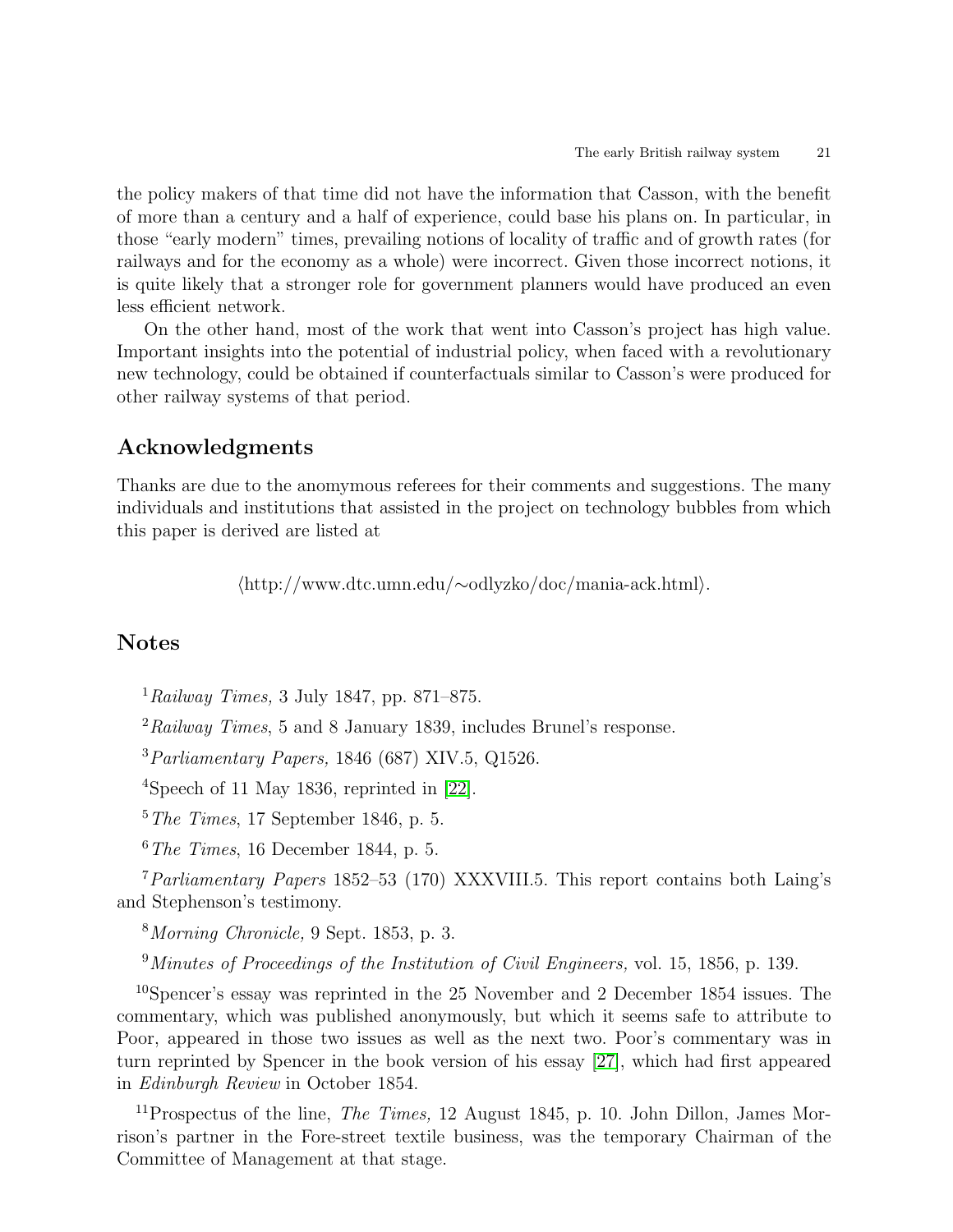the policy makers of that time did not have the information that Casson, with the benefit of more than a century and a half of experience, could base his plans on. In particular, in those "early modern" times, prevailing notions of locality of traffic and of growth rates (for railways and for the economy as a whole) were incorrect. Given those incorrect notions, it is quite likely that a stronger role for government planners would have produced an even less efficient network.

On the other hand, most of the work that went into Casson's project has high value. Important insights into the potential of industrial policy, when faced with a revolutionary new technology, could be obtained if counterfactuals similar to Casson's were produced for other railway systems of that period.

## Acknowledgments

Thanks are due to the anomymous referees for their comments and suggestions. The many individuals and institutions that assisted in the project on technology bubbles from which this paper is derived are listed at

⟨http://www.dtc.umn.edu/∼odlyzko/doc/mania-ack.html⟩.

## Notes

[1] *Railway Times,* 3 July 1847, pp. 871–875.

[2] *Railway Times*, 5 and 8 January 1839, includes Brunel's response.

[3] *Parliamentary Papers,* 1846 (687) XIV.5, Q1526.

[4] Speech of 11 May 1836, reprinted in [22].

[5] *The Times*, 17 September 1846, p. 5.

[6] *The Times*, 16 December 1844, p. 5.

[7] *Parliamentary Papers* 1852–53 (170) XXXVIII.5. This report contains both Laing's and Stephenson's testimony.

[8] *Morning Chronicle,* 9 Sept. 1853, p. 3.

[9] *Minutes of Proceedings of the Institution of Civil Engineers,* vol. 15, 1856, p. 139.

[10] Spencer's essay was reprinted in the 25 November and 2 December 1854 issues. The commentary, which was published anonymously, but which it seems safe to attribute to Poor, appeared in those two issues as well as the next two. Poor's commentary was in turn reprinted by Spencer in the book version of his essay [27], which had first appeared in *Edinburgh Review* in October 1854.

[11] Prospectus of the line, *The Times,* 12 August 1845, p. 10. John Dillon, James Morrison's partner in the Fore-street textile business, was the temporary Chairman of the Committee of Management at that stage.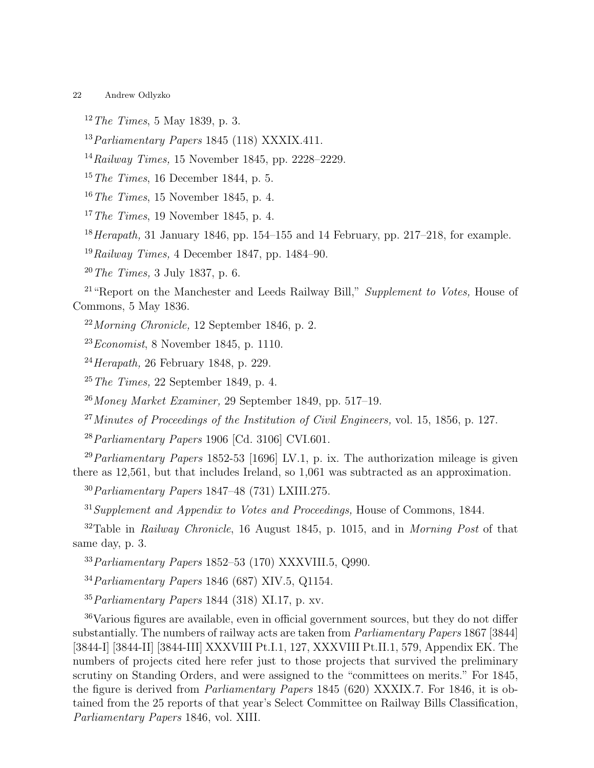[12] *The Times*, 5 May 1839, p. 3.

[13] *Parliamentary Papers* 1845 (118) XXXIX.411.

[14] *Railway Times,* 15 November 1845, pp. 2228–2229.

[15] *The Times*, 16 December 1844, p. 5.

[16] *The Times*, 15 November 1845, p. 4.

[17] *The Times*, 19 November 1845, p. 4.

[18] *Herapath,* 31 January 1846, pp. 154–155 and 14 February, pp. 217–218, for example.

[19] *Railway Times,* 4 December 1847, pp. 1484–90.

[20] *The Times,* 3 July 1837, p. 6.

[21] "Report on the Manchester and Leeds Railway Bill," *Supplement to Votes,* House of Commons, 5 May 1836.

[22] *Morning Chronicle,* 12 September 1846, p. 2.

[23] *Economist*, 8 November 1845, p. 1110.

[24] *Herapath,* 26 February 1848, p. 229.

[25] *The Times,* 22 September 1849, p. 4.

[26] *Money Market Examiner,* 29 September 1849, pp. 517–19.

[27] *Minutes of Proceedings of the Institution of Civil Engineers,* vol. 15, 1856, p. 127.

[28] *Parliamentary Papers* 1906 [Cd. 3106] CVI.601.

[29] *Parliamentary Papers* 1852-53 [1696] LV.1, p. ix. The authorization mileage is given there as 12,561, but that includes Ireland, so 1,061 was subtracted as an approximation.

[30] *Parliamentary Papers* 1847–48 (731) LXIII.275.

[31] *Supplement and Appendix to Votes and Proceedings,* House of Commons, 1844.

[32] Table in *Railway Chronicle*, 16 August 1845, p. 1015, and in *Morning Post* of that same day, p. 3.

[33] *Parliamentary Papers* 1852–53 (170) XXXVIII.5, Q990.

[34] *Parliamentary Papers* 1846 (687) XIV.5, Q1154.

[35] *Parliamentary Papers* 1844 (318) XI.17, p. xv.

[36] Various figures are available, even in official government sources, but they do not differ substantially. The numbers of railway acts are taken from *Parliamentary Papers* 1867 [3844] [3844-I] [3844-II] [3844-III] XXXVIII Pt.I.1, 127, XXXVIII Pt.II.1, 579, Appendix EK. The numbers of projects cited here refer just to those projects that survived the preliminary scrutiny on Standing Orders, and were assigned to the "committees on merits." For 1845, the figure is derived from *Parliamentary Papers* 1845 (620) XXXIX.7. For 1846, it is obtained from the 25 reports of that year's Select Committee on Railway Bills Classification, *Parliamentary Papers* 1846, vol. XIII.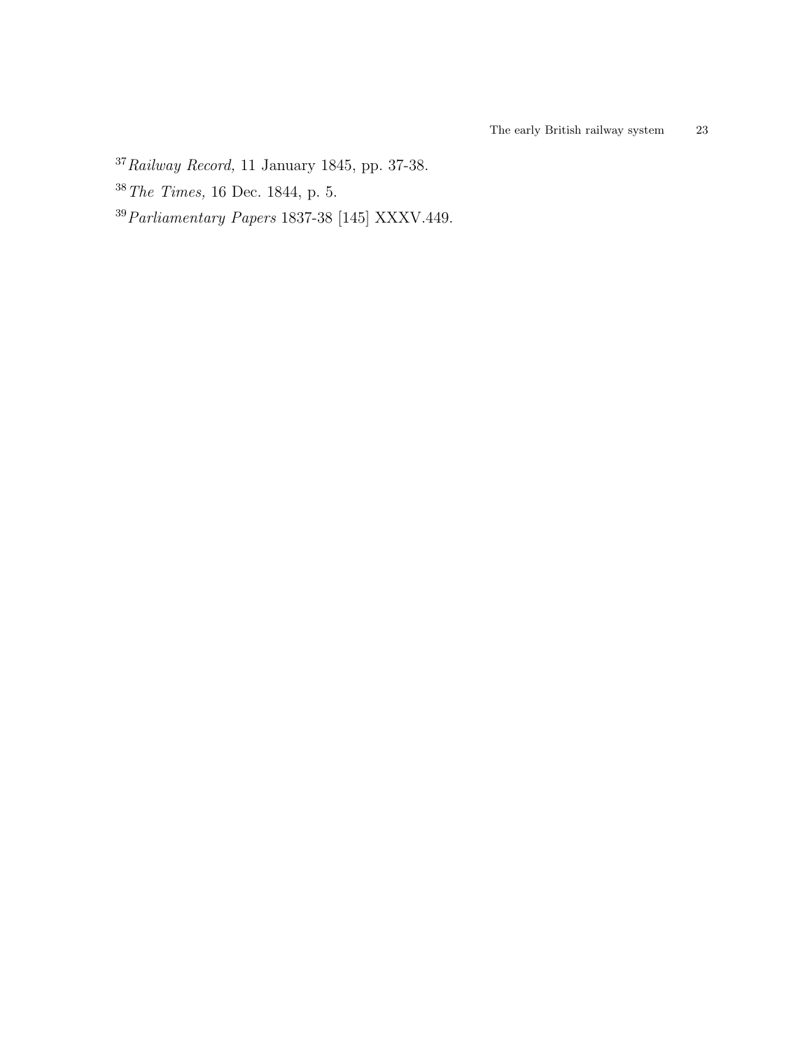[37] *Railway Record,* 11 January 1845, pp. 37-38.

[38] *The Times,* 16 Dec. 1844, p. 5.

[39] *Parliamentary Papers* 1837-38 [145] XXXV.449.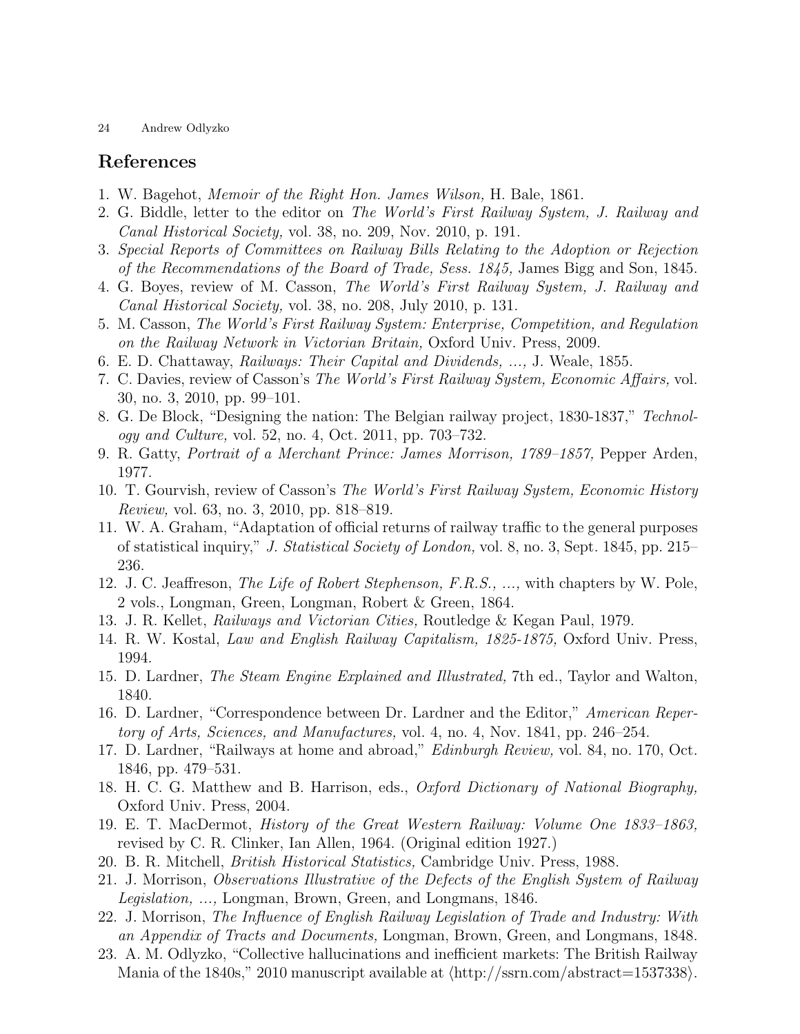## References

1. W. Bagehot, *Memoir of the Right Hon. James Wilson,* H. Bale, 1861.
2. G. Biddle, letter to the editor on *The World's First Railway System, J. Railway and Canal Historical Society,* vol. 38, no. 209, Nov. 2010, p. 191.
3. *Special Reports of Committees on Railway Bills Relating to the Adoption or Rejection of the Recommendations of the Board of Trade, Sess. 1845,* James Bigg and Son, 1845.
4. G. Boyes, review of M. Casson, *The World's First Railway System, J. Railway and Canal Historical Society,* vol. 38, no. 208, July 2010, p. 131.
5. M. Casson, *The World's First Railway System: Enterprise, Competition, and Regulation on the Railway Network in Victorian Britain,* Oxford Univ. Press, 2009.
6. E. D. Chattaway, *Railways: Their Capital and Dividends, ...,* J. Weale, 1855.
7. C. Davies, review of Casson's *The World's First Railway System, Economic Affairs,* vol. 30, no. 3, 2010, pp. 99–101.
8. G. De Block, "Designing the nation: The Belgian railway project, 1830-1837," *Technology and Culture,* vol. 52, no. 4, Oct. 2011, pp. 703–732.
9. R. Gatty, *Portrait of a Merchant Prince: James Morrison, 1789–1857,* Pepper Arden, 1977.
10. T. Gourvish, review of Casson's *The World's First Railway System, Economic History Review,* vol. 63, no. 3, 2010, pp. 818–819.
11. W. A. Graham, "Adaptation of official returns of railway traffic to the general purposes of statistical inquiry," *J. Statistical Society of London,* vol. 8, no. 3, Sept. 1845, pp. 215–236.
12. J. C. Jeaffreson, *The Life of Robert Stephenson, F.R.S., ...,* with chapters by W. Pole, 2 vols., Longman, Green, Longman, Robert & Green, 1864.
13. J. R. Kellet, *Railways and Victorian Cities,* Routledge & Kegan Paul, 1979.
14. R. W. Kostal, *Law and English Railway Capitalism, 1825-1875,* Oxford Univ. Press, 1994.
15. D. Lardner, *The Steam Engine Explained and Illustrated,* 7th ed., Taylor and Walton, 1840.
16. D. Lardner, "Correspondence between Dr. Lardner and the Editor," *American Repertory of Arts, Sciences, and Manufactures,* vol. 4, no. 4, Nov. 1841, pp. 246–254.
17. D. Lardner, "Railways at home and abroad," *Edinburgh Review,* vol. 84, no. 170, Oct. 1846, pp. 479–531.
18. H. C. G. Matthew and B. Harrison, eds., *Oxford Dictionary of National Biography,* Oxford Univ. Press, 2004.
19. E. T. MacDermot, *History of the Great Western Railway: Volume One 1833–1863,* revised by C. R. Clinker, Ian Allen, 1964. (Original edition 1927.)
20. B. R. Mitchell, *British Historical Statistics,* Cambridge Univ. Press, 1988.
21. J. Morrison, *Observations Illustrative of the Defects of the English System of Railway Legislation, ...,* Longman, Brown, Green, and Longmans, 1846.
22. J. Morrison, *The Influence of English Railway Legislation of Trade and Industry: With an Appendix of Tracts and Documents,* Longman, Brown, Green, and Longmans, 1848.
23. A. M. Odlyzko, "Collective hallucinations and inefficient markets: The British Railway Mania of the 1840s," 2010 manuscript available at ⟨http://ssrn.com/abstract=1537338⟩.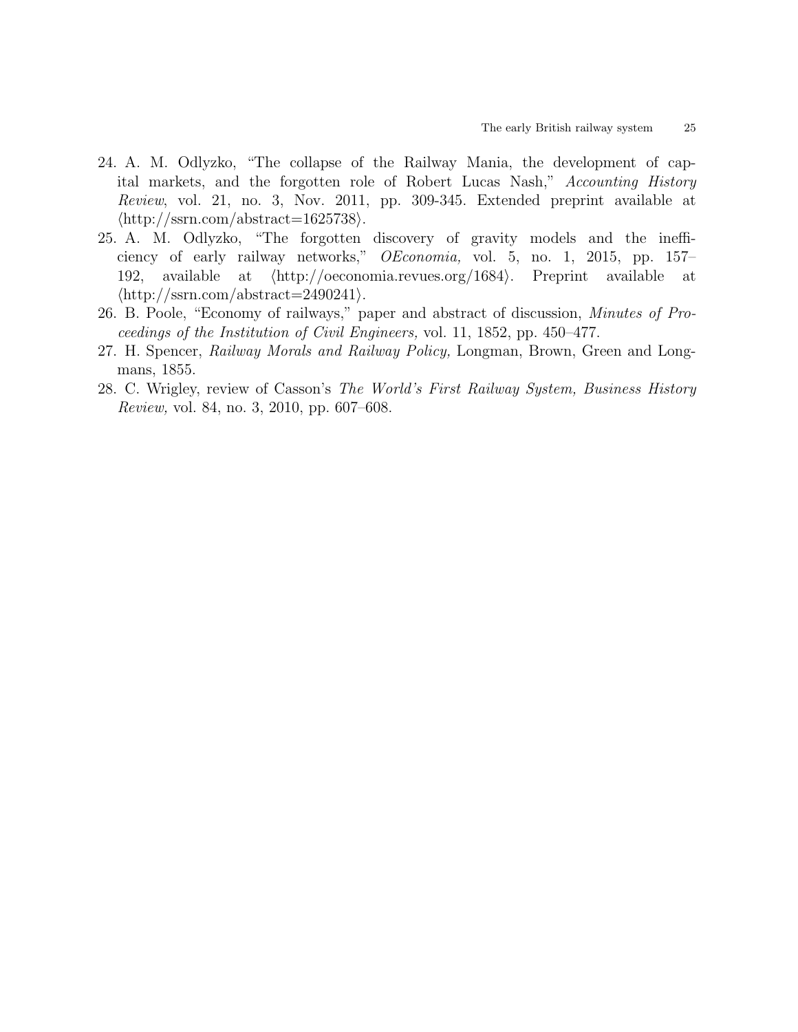24. A. M. Odlyzko, "The collapse of the Railway Mania, the development of capital markets, and the forgotten role of Robert Lucas Nash," *Accounting History Review*, vol. 21, no. 3, Nov. 2011, pp. 309-345. Extended preprint available at ⟨http://ssrn.com/abstract=1625738⟩.
25. A. M. Odlyzko, "The forgotten discovery of gravity models and the inefficiency of early railway networks," *OEconomia,* vol. 5, no. 1, 2015, pp. 157–192, available at ⟨http://oeconomia.revues.org/1684⟩. Preprint available at ⟨http://ssrn.com/abstract=2490241⟩.
26. B. Poole, "Economy of railways," paper and abstract of discussion, *Minutes of Proceedings of the Institution of Civil Engineers,* vol. 11, 1852, pp. 450–477.
27. H. Spencer, *Railway Morals and Railway Policy,* Longman, Brown, Green and Longmans, 1855.
28. C. Wrigley, review of Casson's *The World's First Railway System, Business History Review,* vol. 84, no. 3, 2010, pp. 607–608.